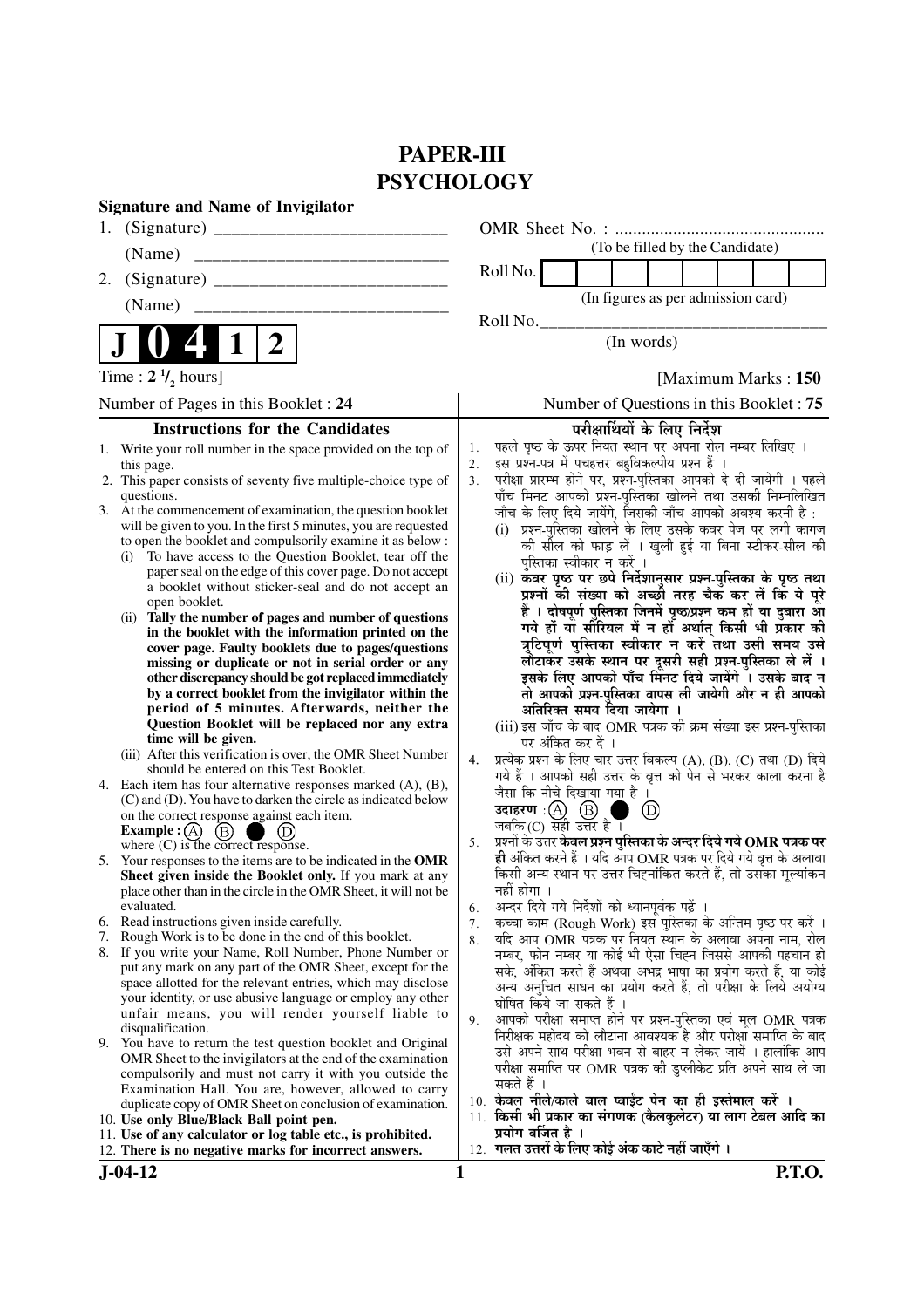# PAPER-III
# PSYCHOLOGY

**Signature and Name of Invigilator**

1. (Signature) __________________________

   (Name) ____________________________

2. (Signature) __________________________

   (Name) ____________________________

OMR Sheet No. : ...............................................

(To be filled by the Candidate)

Roll No. | | | | | | | | |

(In figures as per admission card)

Roll No.________________________________

(In words)

**J 0 4 1 2**

Time : $2\,^1/_2$ hours] [Maximum Marks : **150**

Number of Pages in this Booklet : **24**

Number of Questions in this Booklet : **75**

## Instructions for the Candidates

1. Write your roll number in the space provided on the top of this page.
2. This paper consists of seventy five multiple-choice type of questions.
3. At the commencement of examination, the question booklet will be given to you. In the first 5 minutes, you are requested to open the booklet and compulsorily examine it as below :
   (i) To have access to the Question Booklet, tear off the paper seal on the edge of this cover page. Do not accept a booklet without sticker-seal and do not accept an open booklet.
   (ii) **Tally the number of pages and number of questions in the booklet with the information printed on the cover page. Faulty booklets due to pages/questions missing or duplicate or not in serial order or any other discrepancy should be got replaced immediately by a correct booklet from the invigilator within the period of 5 minutes. Afterwards, neither the Question Booklet will be replaced nor any extra time will be given.**
   (iii) After this verification is over, the OMR Sheet Number should be entered on this Test Booklet.
4. Each item has four alternative responses marked (A), (B), (C) and (D). You have to darken the circle as indicated below on the correct response against each item.
   **Example :** (A) (B) ● (D)
   where (C) is the correct response.
5. Your responses to the items are to be indicated in the **OMR Sheet given inside the Booklet only.** If you mark at any place other than in the circle in the OMR Sheet, it will not be evaluated.
6. Read instructions given inside carefully.
7. Rough Work is to be done in the end of this booklet.
8. If you write your Name, Roll Number, Phone Number or put any mark on any part of the OMR Sheet, except for the space allotted for the relevant entries, which may disclose your identity, or use abusive language or employ any other unfair means, you will render yourself liable to disqualification.
9. You have to return the test question booklet and Original OMR Sheet to the invigilators at the end of the examination compulsorily and must not carry it with you outside the Examination Hall. You are, however, allowed to carry duplicate copy of OMR Sheet on conclusion of examination.
10. **Use only Blue/Black Ball point pen.**
11. **Use of any calculator or log table etc., is prohibited.**
12. **There is no negative marks for incorrect answers.**

## परीक्षार्थियों के लिए निर्देश

1. पहले पृष्ठ के ऊपर नियत स्थान पर अपना रोल नम्बर लिखिए ।
2. इस प्रश्न-पत्र में पचहत्तर बहुविकल्पीय प्रश्न हैं ।
3. परीक्षा प्रारम्भ होने पर, प्रश्न-पुस्तिका आपको दे दी जायेगी । पहले पाँच मिनट आपको प्रश्न-पुस्तिका खोलने तथा उसकी निम्नलिखित जाँच के लिए दिये जायेंगे, जिसकी जाँच आपको अवश्य करनी है :
   (i) प्रश्न-पुस्तिका खोलने के लिए उसके कवर पेज पर लगी कागज की सील को फाड़ लें । खुली हुई या बिना स्टीकर-सील की पुस्तिका स्वीकार न करें ।
   (ii) **कवर पृष्ठ पर छपे निर्देशानुसार प्रश्न-पुस्तिका के पृष्ठ तथा प्रश्नों की संख्या को अच्छी तरह चैक कर लें कि ये पूरे हैं । दोषपूर्ण पुस्तिका जिनमें पृष्ठ/प्रश्न कम हों या दुबारा आ गये हों या सीरियल में न हों अर्थात् किसी भी प्रकार की त्रुटिपूर्ण पुस्तिका स्वीकार न करें तथा उसी समय उसे लौटाकर उसके स्थान पर दूसरी सही प्रश्न-पुस्तिका ले लें । इसके लिए आपको पाँच मिनट दिये जायेंगे । उसके बाद न तो आपकी प्रश्न-पुस्तिका वापस ली जायेगी और न ही आपको अतिरिक्त समय दिया जायेगा ।**
   (iii) इस जाँच के बाद OMR पत्रक की क्रम संख्या इस प्रश्न-पुस्तिका पर अंकित कर दें ।
4. प्रत्येक प्रश्न के लिए चार उत्तर विकल्प (A), (B), (C) तथा (D) दिये गये हैं । आपको सही उत्तर के वृत्त को पेन से भरकर काला करना है जैसा कि नीचे दिखाया गया है ।
   **उदाहरण :** (A) (B) ● (D)
   जबकि (C) सही उत्तर है ।
5. प्रश्नों के उत्तर **केवल प्रश्न पुस्तिका के अन्दर दिये गये OMR पत्रक पर ही** अंकित करने हैं । यदि आप OMR पत्रक पर दिये गये वृत्त के अलावा किसी अन्य स्थान पर उत्तर चिह्नांकित करते हैं, तो उसका मूल्यांकन नहीं होगा ।
6. अन्दर दिये गये निर्देशों को ध्यानपूर्वक पढ़ें ।
7. कच्चा काम (Rough Work) इस पुस्तिका के अन्तिम पृष्ठ पर करें ।
8. यदि आप OMR पत्रक पर नियत स्थान के अलावा अपना नाम, रोल नम्बर, फोन नम्बर या कोई भी ऐसा चिह्न जिससे आपकी पहचान हो सके, अंकित करते हैं अथवा अभद्र भाषा का प्रयोग करते हैं, या कोई अन्य अनुचित साधन का प्रयोग करते हैं, तो परीक्षा के लिये अयोग्य घोषित किये जा सकते हैं ।
9. आपको परीक्षा समाप्त होने पर प्रश्न-पुस्तिका एवं मूल OMR पत्रक निरीक्षक महोदय को लौटाना आवश्यक है और परीक्षा समाप्ति के बाद उसे अपने साथ परीक्षा भवन से बाहर न लेकर जायें । हालांकि आप परीक्षा समाप्ति पर OMR पत्रक की डुप्लीकेट प्रति अपने साथ ले जा सकते हैं ।
10. **केवल नीले/काले बाल प्वाईंट पेन का ही इस्तेमाल करें ।**
11. **किसी भी प्रकार का संगणक (कैलकुलेटर) या लाग टेबल आदि का प्रयोग वर्जित है ।**
12. **गलत उत्तरों के लिए कोई अंक काटे नहीं जाएँगे ।**

**J-04-12** **P.T.O.**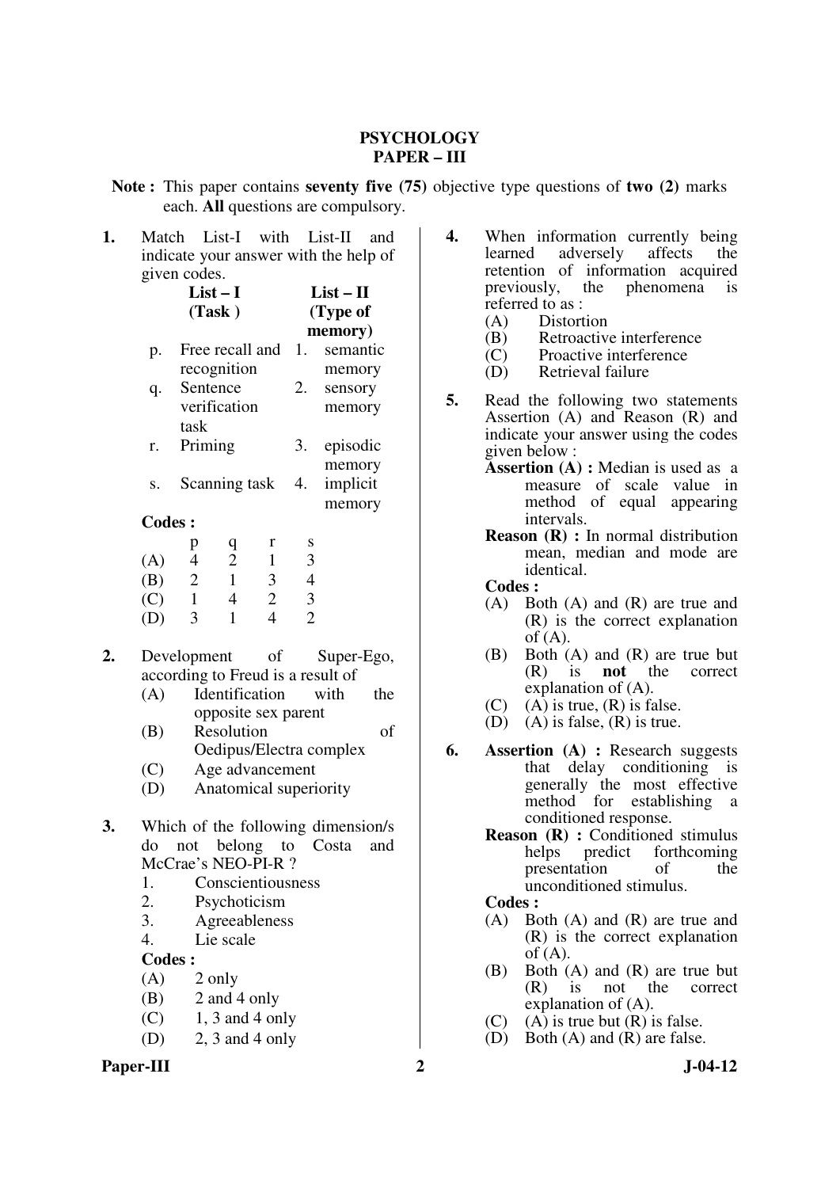# PSYCHOLOGY
## PAPER – III

**Note :** This paper contains **seventy five (75)** objective type questions of **two (2)** marks each. **All** questions are compulsory.

**1.** Match List-I with List-II and indicate your answer with the help of given codes.

| | List – I (Task) | | List – II (Type of memory) |
|---|---|---|---|
| p. | Free recall and recognition | 1. | semantic memory |
| q. | Sentence verification task | 2. | sensory memory |
| r. | Priming | 3. | episodic memory |
| s. | Scanning task | 4. | implicit memory |

**Codes :**

| | p | q | r | s |
|---|---|---|---|---|
| (A) | 4 | 2 | 1 | 3 |
| (B) | 2 | 1 | 3 | 4 |
| (C) | 1 | 4 | 2 | 3 |
| (D) | 3 | 1 | 4 | 2 |

**2.** Development of Super-Ego, according to Freud is a result of

(A) Identification with the opposite sex parent
(B) Resolution of Oedipus/Electra complex
(C) Age advancement
(D) Anatomical superiority

**3.** Which of the following dimension/s do not belong to Costa and McCrae's NEO-PI-R ?

1. Conscientiousness
2. Psychoticism
3. Agreeableness
4. Lie scale

**Codes :**

(A) 2 only
(B) 2 and 4 only
(C) 1, 3 and 4 only
(D) 2, 3 and 4 only

**4.** When information currently being learned adversely affects the retention of information acquired previously, the phenomena is referred to as :

(A) Distortion
(B) Retroactive interference
(C) Proactive interference
(D) Retrieval failure

**5.** Read the following two statements Assertion (A) and Reason (R) and indicate your answer using the codes given below :

**Assertion (A) :** Median is used as a measure of scale value in method of equal appearing intervals.

**Reason (R) :** In normal distribution mean, median and mode are identical.

**Codes :**

(A) Both (A) and (R) are true and (R) is the correct explanation of (A).
(B) Both (A) and (R) are true but (R) is **not** the correct explanation of (A).
(C) (A) is true, (R) is false.
(D) (A) is false, (R) is true.

**6.** **Assertion (A) :** Research suggests that delay conditioning is generally the most effective method for establishing a conditioned response.

**Reason (R) :** Conditioned stimulus helps predict forthcoming presentation of the unconditioned stimulus.

**Codes :**

(A) Both (A) and (R) are true and (R) is the correct explanation of (A).
(B) Both (A) and (R) are true but (R) is not the correct explanation of (A).
(C) (A) is true but (R) is false.
(D) Both (A) and (R) are false.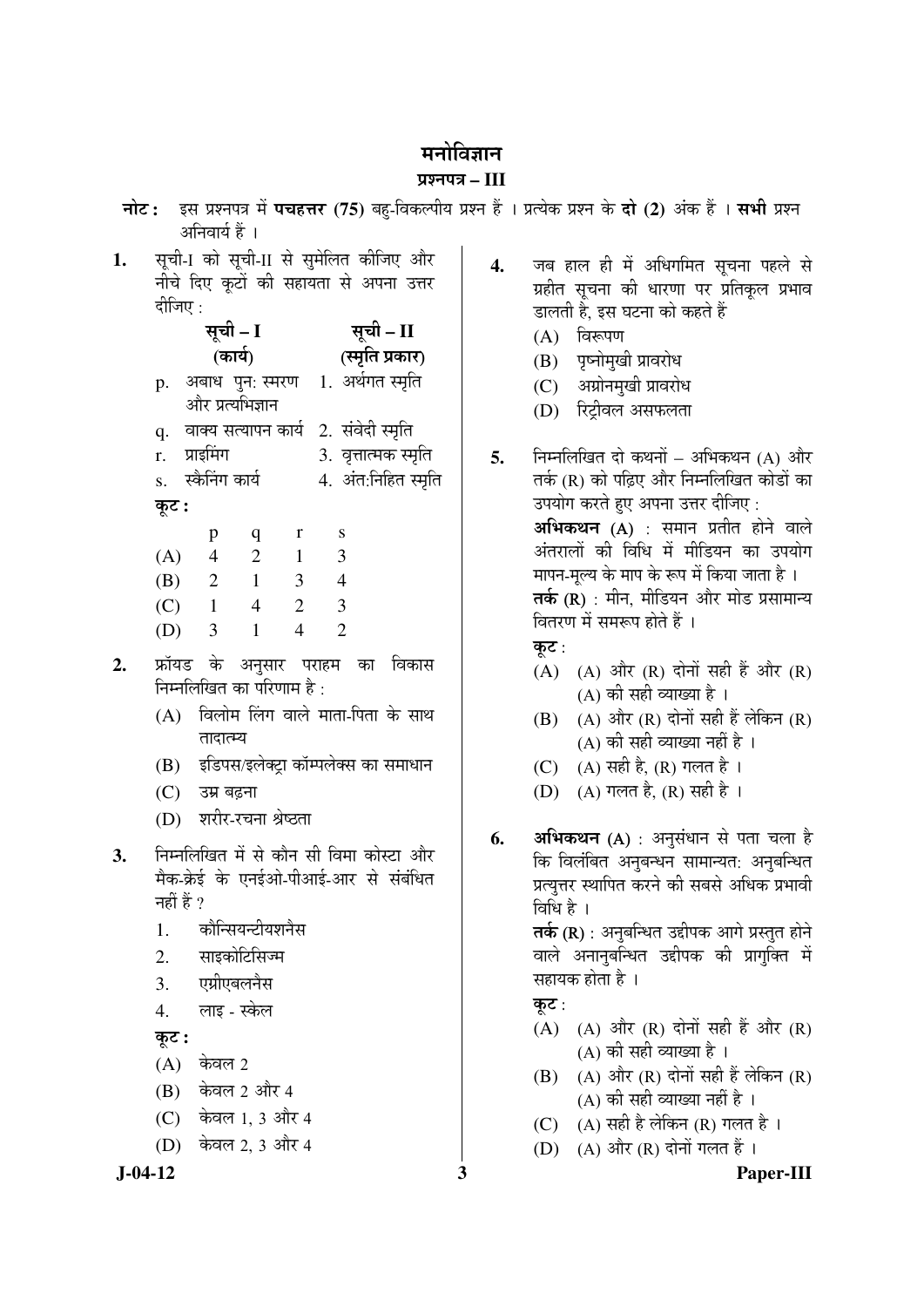# मनोविज्ञान

## प्रश्नपत्र – III

**नोट :** इस प्रश्नपत्र में **पचहत्तर (75)** बहु-विकल्पीय प्रश्न हैं । प्रत्येक प्रश्न के **दो (2)** अंक हैं । **सभी** प्रश्न अनिवार्य हैं ।

**1.** सूची-I को सूची-II से सुमेलित कीजिए और नीचे दिए कूटों की सहायता से अपना उत्तर दीजिए :

| सूची – I (कार्य) | सूची – II (स्मृति प्रकार) |
|---|---|
| p. अबाध पुन: स्मरण और प्रत्यभिज्ञान | 1. अर्थगत स्मृति |
| q. वाक्य सत्यापन कार्य | 2. संवेदी स्मृति |
| r. प्राइमिंग | 3. वृत्तात्मक स्मृति |
| s. स्कैनिंग कार्य | 4. अंत:निहित स्मृति |

**कूट :**

| | p | q | r | s |
|---|---|---|---|---|
| (A) | 4 | 2 | 1 | 3 |
| (B) | 2 | 1 | 3 | 4 |
| (C) | 1 | 4 | 2 | 3 |
| (D) | 3 | 1 | 4 | 2 |

**2.** फ्रॉयड के अनुसार पराहम का विकास निम्नलिखित का परिणाम है :

(A) विलोम लिंग वाले माता-पिता के साथ तादात्म्य

(B) इडिपस/इलेक्ट्रा कॉम्पलेक्स का समाधान

(C) उम्र बढ़ना

(D) शरीर-रचना श्रेष्ठता

**3.** निम्नलिखित में से कौन सी विमा कोस्टा और मैक-क्रेई के एनईओ-पीआई-आर से संबंधित नहीं हैं ?

1. कौन्सियन्टीयशनैस
2. साइकोटिसिज्म
3. एग्रीएबलनैस
4. लाइ - स्केल

**कूट :**

(A) केवल 2

(B) केवल 2 और 4

(C) केवल 1, 3 और 4

(D) केवल 2, 3 और 4

**4.** जब हाल ही में अधिगमित सूचना पहले से ग्रहीत सूचना की धारणा पर प्रतिकूल प्रभाव डालती है, इस घटना को कहते हैं

(A) विरूपण

(B) पृष्ठोमुखी प्रावरोध

(C) अग्रोनमुखी प्रावरोध

(D) रिट्रीवल असफलता

**5.** निम्नलिखित दो कथनों – अभिकथन (A) और तर्क (R) को पढ़िए और निम्नलिखित कोडों का उपयोग करते हुए अपना उत्तर दीजिए :

**अभिकथन (A)** : समान प्रतीत होने वाले अंतरालों की विधि में मीडियन का उपयोग मापन-मूल्य के माप के रूप में किया जाता है ।

**तर्क (R)** : मीन, मीडियन और मोड प्रसामान्य वितरण में समरूप होते हैं ।

**कूट** :

(A) (A) और (R) दोनों सही हैं और (R) (A) की सही व्याख्या है ।

(B) (A) और (R) दोनों सही हैं लेकिन (R) (A) की सही व्याख्या नहीं है ।

(C) (A) सही है, (R) गलत है ।

(D) (A) गलत है, (R) सही है ।

**6.** **अभिकथन (A)** : अनुसंधान से पता चला है कि विलंबित अनुबन्धन सामान्यत: अनुबन्धित प्रत्युत्तर स्थापित करने की सबसे अधिक प्रभावी विधि है ।

**तर्क (R)** : अनुबन्धित उद्दीपक आगे प्रस्तुत होने वाले अनानुबन्धित उद्दीपक की प्रागुक्ति में सहायक होता है ।

**कूट** :

(A) (A) और (R) दोनों सही हैं और (R) (A) की सही व्याख्या है ।

(B) (A) और (R) दोनों सही हैं लेकिन (R) (A) की सही व्याख्या नहीं है ।

(C) (A) सही है लेकिन (R) गलत है ।

(D) (A) और (R) दोनों गलत हैं ।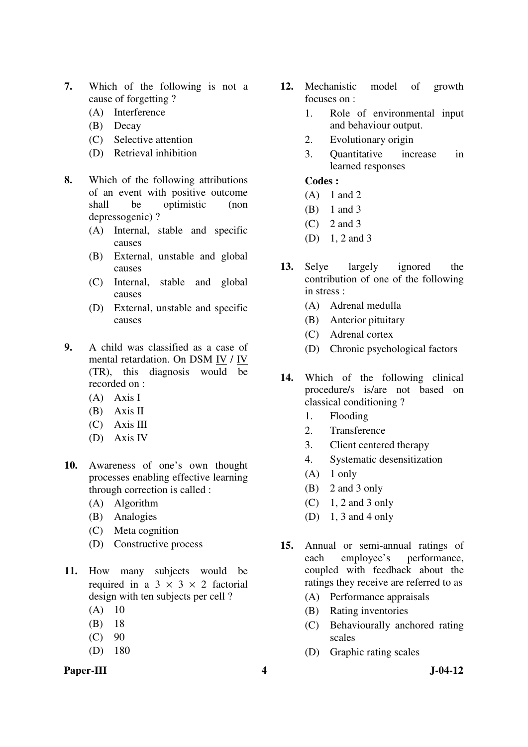**7.** Which of the following is not a cause of forgetting ?

(A) Interference
(B) Decay
(C) Selective attention
(D) Retrieval inhibition

**8.** Which of the following attributions of an event with positive outcome shall be optimistic (non depressogenic) ?

(A) Internal, stable and specific causes
(B) External, unstable and global causes
(C) Internal, stable and global causes
(D) External, unstable and specific causes

**9.** A child was classified as a case of mental retardation. On DSM IV / IV (TR), this diagnosis would be recorded on :

(A) Axis I
(B) Axis II
(C) Axis III
(D) Axis IV

**10.** Awareness of one's own thought processes enabling effective learning through correction is called :

(A) Algorithm
(B) Analogies
(C) Meta cognition
(D) Constructive process

**11.** How many subjects would be required in a $3 \times 3 \times 2$ factorial design with ten subjects per cell ?

(A) 10
(B) 18
(C) 90
(D) 180

**12.** Mechanistic model of growth focuses on :

1. Role of environmental input and behaviour output.
2. Evolutionary origin
3. Quantitative increase in learned responses

**Codes :**

(A) 1 and 2
(B) 1 and 3
(C) 2 and 3
(D) 1, 2 and 3

**13.** Selye largely ignored the contribution of one of the following in stress :

(A) Adrenal medulla
(B) Anterior pituitary
(C) Adrenal cortex
(D) Chronic psychological factors

**14.** Which of the following clinical procedure/s is/are not based on classical conditioning ?

1. Flooding
2. Transference
3. Client centered therapy
4. Systematic desensitization

(A) 1 only
(B) 2 and 3 only
(C) 1, 2 and 3 only
(D) 1, 3 and 4 only

**15.** Annual or semi-annual ratings of each employee's performance, coupled with feedback about the ratings they receive are referred to as

(A) Performance appraisals
(B) Rating inventories
(C) Behaviourally anchored rating scales
(D) Graphic rating scales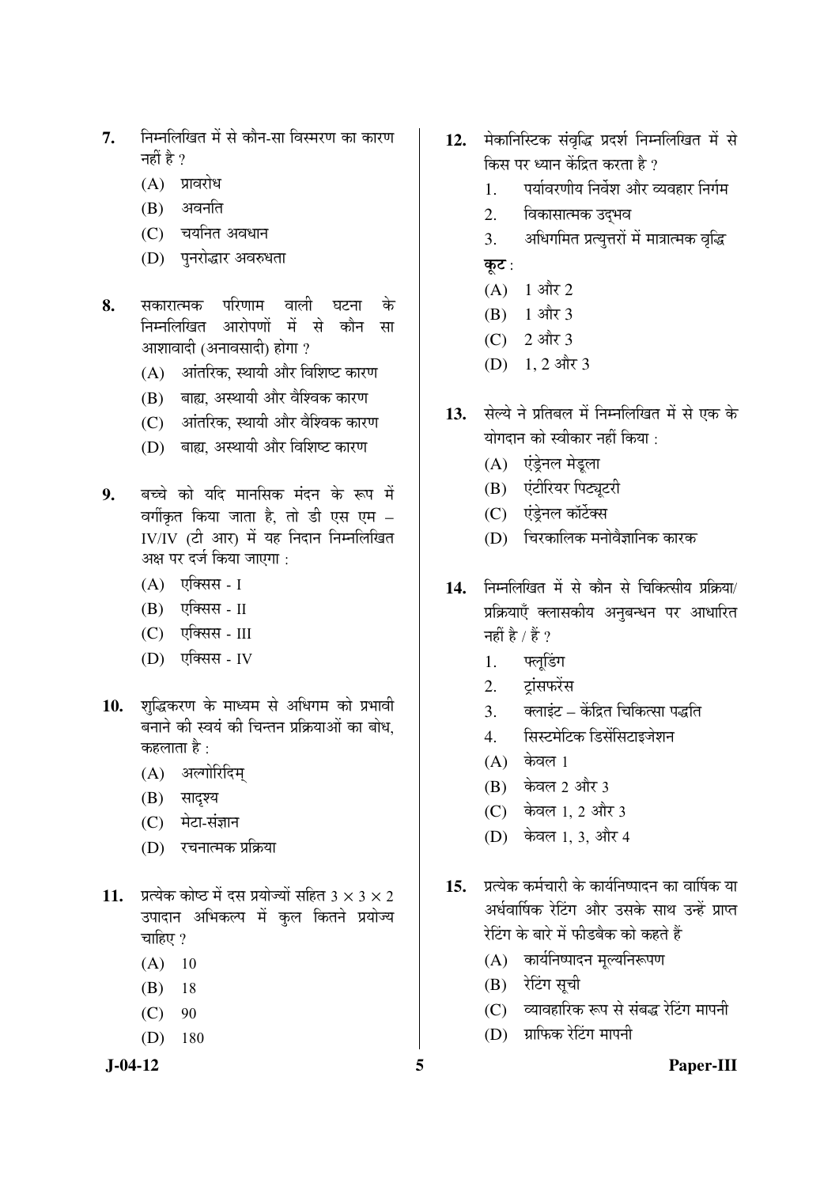7. निम्नलिखित में से कौन-सा विस्मरण का कारण नहीं है ?
   (A) प्रावरोध
   (B) अवनति
   (C) चयनित अवधान
   (D) पुनरोद्धार अवरुधता

8. सकारात्मक परिणाम वाली घटना के निम्नलिखित आरोपणों में से कौन सा आशावादी (अनावसादी) होगा ?
   (A) आंतरिक, स्थायी और विशिष्ट कारण
   (B) बाह्य, अस्थायी और वैश्विक कारण
   (C) आंतरिक, स्थायी और वैश्विक कारण
   (D) बाह्य, अस्थायी और विशिष्ट कारण

9. बच्चे को यदि मानसिक मंदन के रूप में वर्गीकृत किया जाता है, तो डी एस एम – IV/IV (टी आर) में यह निदान निम्नलिखित अक्ष पर दर्ज किया जाएगा :
   (A) एक्सिस - I
   (B) एक्सिस - II
   (C) एक्सिस - III
   (D) एक्सिस - IV

10. शुद्धिकरण के माध्यम से अधिगम को प्रभावी बनाने की स्वयं की चिन्तन प्रक्रियाओं का बोध, कहलाता है :
   (A) अल्गोरिदिम्
   (B) सादृश्य
   (C) मेटा-संज्ञान
   (D) रचनात्मक प्रक्रिया

11. प्रत्येक कोष्ठ में दस प्रयोज्यों सहित $3 \times 3 \times 2$ उपादान अभिकल्प में कुल कितने प्रयोज्य चाहिए ?
   (A) 10
   (B) 18
   (C) 90
   (D) 180

12. मेकानिस्टिक संवृद्धि प्रदर्श निम्नलिखित में से किस पर ध्यान केंद्रित करता है ?
   1. पर्यावरणीय निर्वेश और व्यवहार निर्गम
   2. विकासात्मक उद्भव
   3. अधिगमित प्रत्युत्तरों में मात्रात्मक वृद्धि

   **कूट** :
   (A) 1 और 2
   (B) 1 और 3
   (C) 2 और 3
   (D) 1, 2 और 3

13. सेल्ये ने प्रतिबल में निम्नलिखित में से एक के योगदान को स्वीकार नहीं किया :
   (A) एंड्रेनल मेडूला
   (B) एंटीरियर पिट्यूटरी
   (C) एंड्रेनल कॉर्टेक्स
   (D) चिरकालिक मनोवैज्ञानिक कारक

14. निम्नलिखित में से कौन से चिकित्सीय प्रक्रिया/प्रक्रियाएँ क्लासकीय अनुबन्धन पर आधारित नहीं है / हैं ?
   1. फ्लूडिंग
   2. ट्रांसफरेंस
   3. क्लाइंट – केंद्रित चिकित्सा पद्धति
   4. सिस्टमेटिक डिसेंसिटाइजेशन

   (A) केवल 1
   (B) केवल 2 और 3
   (C) केवल 1, 2 और 3
   (D) केवल 1, 3, और 4

15. प्रत्येक कर्मचारी के कार्यनिष्पादन का वार्षिक या अर्धवार्षिक रेटिंग और उसके साथ उन्हें प्राप्त रेटिंग के बारे में फीडबैक को कहते हैं
   (A) कार्यनिष्पादन मूल्यनिरूपण
   (B) रेटिंग सूची
   (C) व्यावहारिक रूप से संबद्ध रेटिंग मापनी
   (D) ग्राफिक रेटिंग मापनी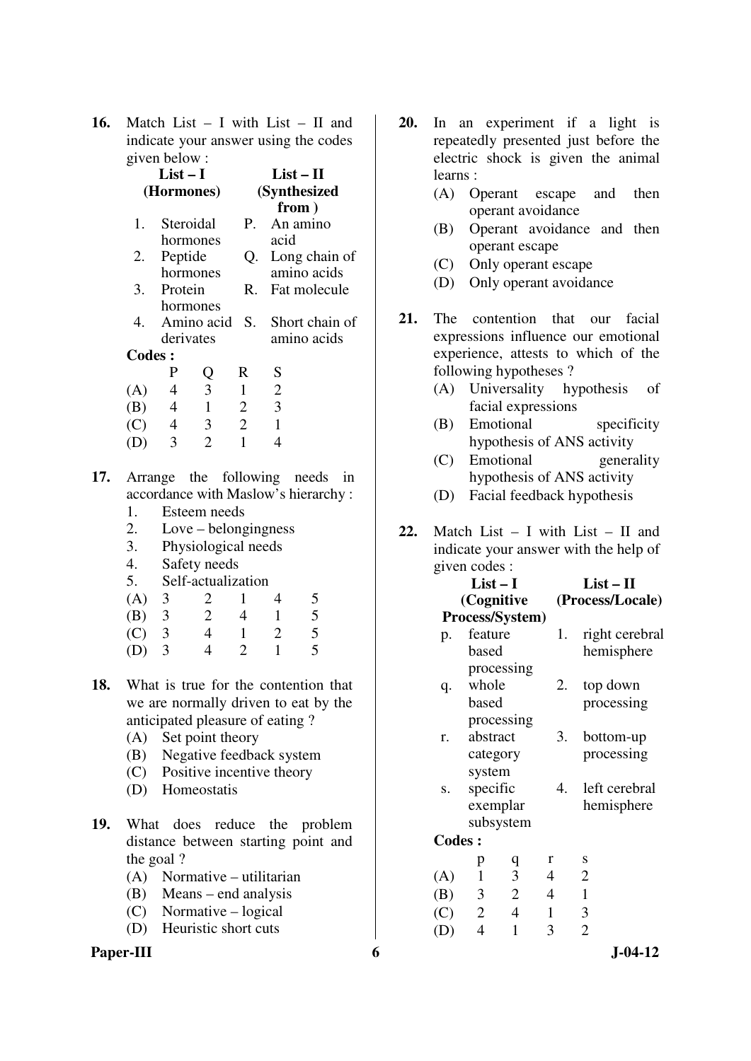**16.** Match List – I with List – II and indicate your answer using the codes given below :

| List – I (Hormones) | List – II (Synthesized from ) |
|---|---|
| 1. Steroidal hormones | P. An amino acid |
| 2. Peptide hormones | Q. Long chain of amino acids |
| 3. Protein hormones | R. Fat molecule |
| 4. Amino acid derivates | S. Short chain of amino acids |

**Codes :**

| | P | Q | R | S |
|---|---|---|---|---|
| (A) | 4 | 3 | 1 | 2 |
| (B) | 4 | 1 | 2 | 3 |
| (C) | 4 | 3 | 2 | 1 |
| (D) | 3 | 2 | 1 | 4 |

**17.** Arrange the following needs in accordance with Maslow's hierarchy :

1. Esteem needs
2. Love – belongingness
3. Physiological needs
4. Safety needs
5. Self-actualization

| | | | | | |
|---|---|---|---|---|---|
| (A) | 3 | 2 | 1 | 4 | 5 |
| (B) | 3 | 2 | 4 | 1 | 5 |
| (C) | 3 | 4 | 1 | 2 | 5 |
| (D) | 3 | 4 | 2 | 1 | 5 |

**18.** What is true for the contention that we are normally driven to eat by the anticipated pleasure of eating ?

(A) Set point theory
(B) Negative feedback system
(C) Positive incentive theory
(D) Homeostatis

**19.** What does reduce the problem distance between starting point and the goal ?

(A) Normative – utilitarian
(B) Means – end analysis
(C) Normative – logical
(D) Heuristic short cuts

**20.** In an experiment if a light is repeatedly presented just before the electric shock is given the animal learns :

(A) Operant escape and then operant avoidance
(B) Operant avoidance and then operant escape
(C) Only operant escape
(D) Only operant avoidance

**21.** The contention that our facial expressions influence our emotional experience, attests to which of the following hypotheses ?

(A) Universality hypothesis of facial expressions
(B) Emotional specificity hypothesis of ANS activity
(C) Emotional generality hypothesis of ANS activity
(D) Facial feedback hypothesis

**22.** Match List – I with List – II and indicate your answer with the help of given codes :

| List – I (Cognitive Process/System) | List – II (Process/Locale) |
|---|---|
| p. feature based processing | 1. right cerebral hemisphere |
| q. whole based processing | 2. top down processing |
| r. abstract category system | 3. bottom-up processing |
| s. specific exemplar subsystem | 4. left cerebral hemisphere |

**Codes :**

| | p | q | r | s |
|---|---|---|---|---|
| (A) | 1 | 3 | 4 | 2 |
| (B) | 3 | 2 | 4 | 1 |
| (C) | 2 | 4 | 1 | 3 |
| (D) | 4 | 1 | 3 | 2 |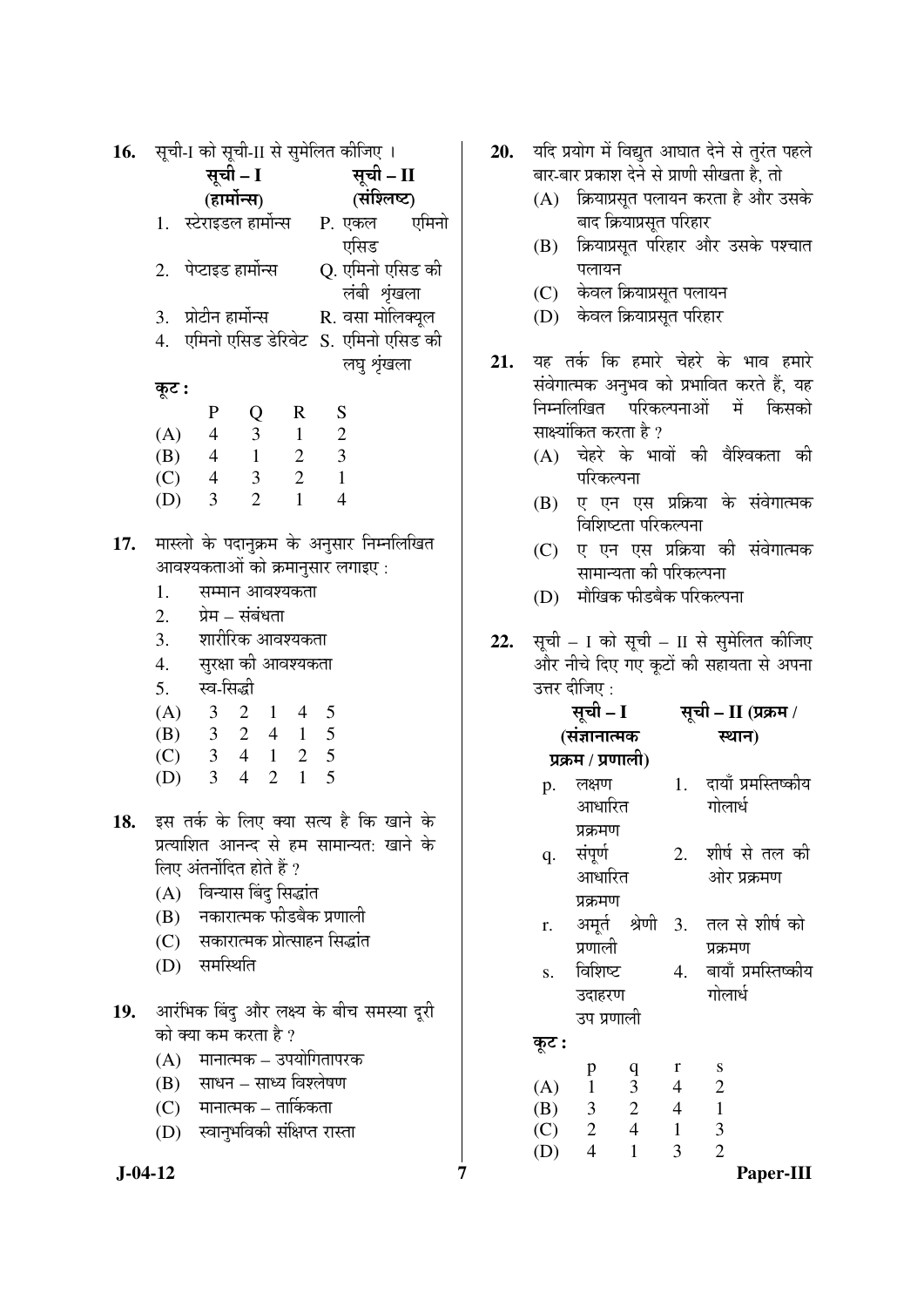16. सूची-I को सूची-II से सुमेलित कीजिए ।

| सूची – I (हार्मोन्स) | सूची – II (संश्लिष्ट) |
|---|---|
| 1. स्टेराइडल हार्मोन्स | P. एकल एमिनो एसिड |
| 2. पेप्टाइड हार्मोन्स | Q. एमिनो एसिड की लंबी श्रृंखला |
| 3. प्रोटीन हार्मोन्स | R. वसा मोलिक्यूल |
| 4. एमिनो एसिड डेरिवेट | S. एमिनो एसिड की लघु श्रृंखला |

**कूट :**

| | P | Q | R | S |
|---|---|---|---|---|
| (A) | 4 | 3 | 1 | 2 |
| (B) | 4 | 1 | 2 | 3 |
| (C) | 4 | 3 | 2 | 1 |
| (D) | 3 | 2 | 1 | 4 |

17. मास्लो के पदानुक्रम के अनुसार निम्नलिखित आवश्यकताओं को क्रमानुसार लगाइए :
   1. सम्मान आवश्यकता
   2. प्रेम – संबंधता
   3. शारीरिक आवश्यकता
   4. सुरक्षा की आवश्यकता
   5. स्व-सिद्धी

   (A) 3 2 1 4 5
   (B) 3 2 4 1 5
   (C) 3 4 1 2 5
   (D) 3 4 2 1 5

18. इस तर्क के लिए क्या सत्य है कि खाने के प्रत्याशित आनन्द से हम सामान्यत: खाने के लिए अंतर्नोदित होते हैं ?
   (A) विन्यास बिंदु सिद्धांत
   (B) नकारात्मक फीडबैक प्रणाली
   (C) सकारात्मक प्रोत्साहन सिद्धांत
   (D) समस्थिति

19. आरंभिक बिंदु और लक्ष्य के बीच समस्या दूरी को क्या कम करता है ?
   (A) मानात्मक – उपयोगितापरक
   (B) साधन – साध्य विश्लेषण
   (C) मानात्मक – तार्किकता
   (D) स्वानुभविकी संक्षिप्त रास्ता

20. यदि प्रयोग में विद्युत आघात देने से तुरंत पहले बार-बार प्रकाश देने से प्राणी सीखता है, तो
   (A) क्रियाप्रसूत पलायन करता है और उसके बाद क्रियाप्रसूत परिहार
   (B) क्रियाप्रसूत परिहार और उसके पश्चात पलायन
   (C) केवल क्रियाप्रसूत पलायन
   (D) केवल क्रियाप्रसूत परिहार

21. यह तर्क कि हमारे चेहरे के भाव हमारे संवेगात्मक अनुभव को प्रभावित करते हैं, यह निम्नलिखित परिकल्पनाओं में किसको साक्ष्यांकित करता है ?
   (A) चेहरे के भावों की वैश्विकता की परिकल्पना
   (B) ए एन एस प्रक्रिया के संवेगात्मक विशिष्टता परिकल्पना
   (C) ए एन एस प्रक्रिया की संवेगात्मक सामान्यता की परिकल्पना
   (D) मौखिक फीडबैक परिकल्पना

22. सूची – I को सूची – II से सुमेलित कीजिए और नीचे दिए गए कूटों की सहायता से अपना उत्तर दीजिए :

| सूची – I (संज्ञानात्मक प्रक्रम / प्रणाली) | सूची – II (प्रक्रम / स्थान) |
|---|---|
| p. लक्षण आधारित प्रक्रमण | 1. दायाँ प्रमस्तिष्कीय गोलार्ध |
| q. संपूर्ण आधारित प्रक्रमण | 2. शीर्ष से तल की ओर प्रक्रमण |
| r. अमूर्त श्रेणी प्रणाली | 3. तल से शीर्ष को प्रक्रमण |
| s. विशिष्ट उदाहरण उप प्रणाली | 4. बायाँ प्रमस्तिष्कीय गोलार्ध |

**कूट :**

| | p | q | r | s |
|---|---|---|---|---|
| (A) | 1 | 3 | 4 | 2 |
| (B) | 3 | 2 | 4 | 1 |
| (C) | 2 | 4 | 1 | 3 |
| (D) | 4 | 1 | 3 | 2 |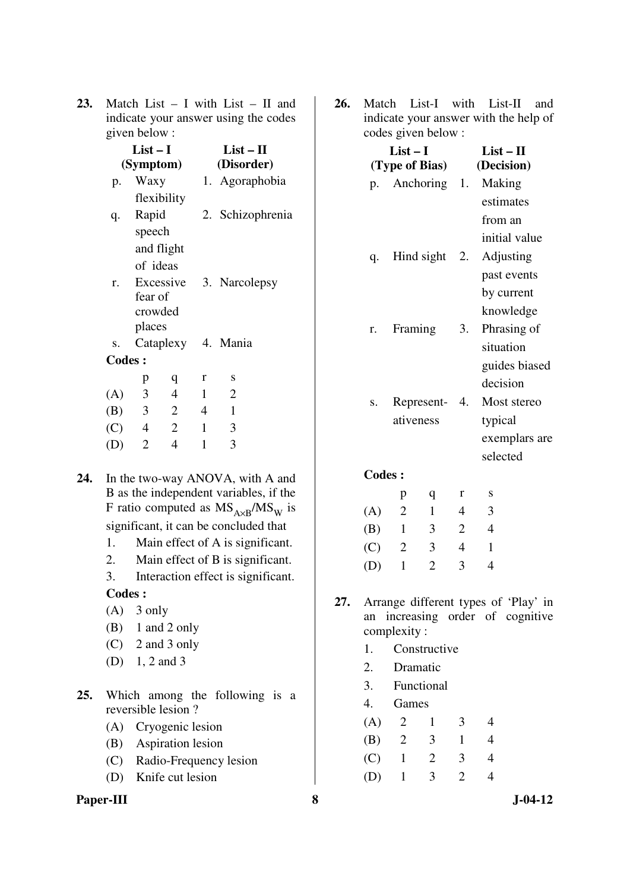**23.** Match List – I with List – II and indicate your answer using the codes given below :

| | List – I (Symptom) | | List – II (Disorder) |
|---|---|---|---|
| p. | Waxy flexibility | 1. | Agoraphobia |
| q. | Rapid speech and flight of ideas | 2. | Schizophrenia |
| r. | Excessive fear of crowded places | 3. | Narcolepsy |
| s. | Cataplexy | 4. | Mania |

**Codes :**

| | p | q | r | s |
|---|---|---|---|---|
| (A) | 3 | 4 | 1 | 2 |
| (B) | 3 | 2 | 4 | 1 |
| (C) | 4 | 2 | 1 | 3 |
| (D) | 2 | 4 | 1 | 3 |

**24.** In the two-way ANOVA, with A and B as the independent variables, if the F ratio computed as $MS_{A \times B}/MS_W$ is significant, it can be concluded that

1. Main effect of A is significant.
2. Main effect of B is significant.
3. Interaction effect is significant.

**Codes :**

(A) 3 only
(B) 1 and 2 only
(C) 2 and 3 only
(D) 1, 2 and 3

**25.** Which among the following is a reversible lesion ?

(A) Cryogenic lesion
(B) Aspiration lesion
(C) Radio-Frequency lesion
(D) Knife cut lesion

**26.** Match List-I with List-II and indicate your answer with the help of codes given below :

| | List – I (Type of Bias) | | List – II (Decision) |
|---|---|---|---|
| p. | Anchoring | 1. | Making estimates from an initial value |
| q. | Hind sight | 2. | Adjusting past events by current knowledge |
| r. | Framing | 3. | Phrasing of situation guides biased decision |
| s. | Represent-ativeness | 4. | Most stereo typical exemplars are selected |

**Codes :**

| | p | q | r | s |
|---|---|---|---|---|
| (A) | 2 | 1 | 4 | 3 |
| (B) | 1 | 3 | 2 | 4 |
| (C) | 2 | 3 | 4 | 1 |
| (D) | 1 | 2 | 3 | 4 |

**27.** Arrange different types of 'Play' in an increasing order of cognitive complexity :

1. Constructive
2. Dramatic
3. Functional
4. Games

| | | | | |
|---|---|---|---|---|
| (A) | 2 | 1 | 3 | 4 |
| (B) | 2 | 3 | 1 | 4 |
| (C) | 1 | 2 | 3 | 4 |
| (D) | 1 | 3 | 2 | 4 |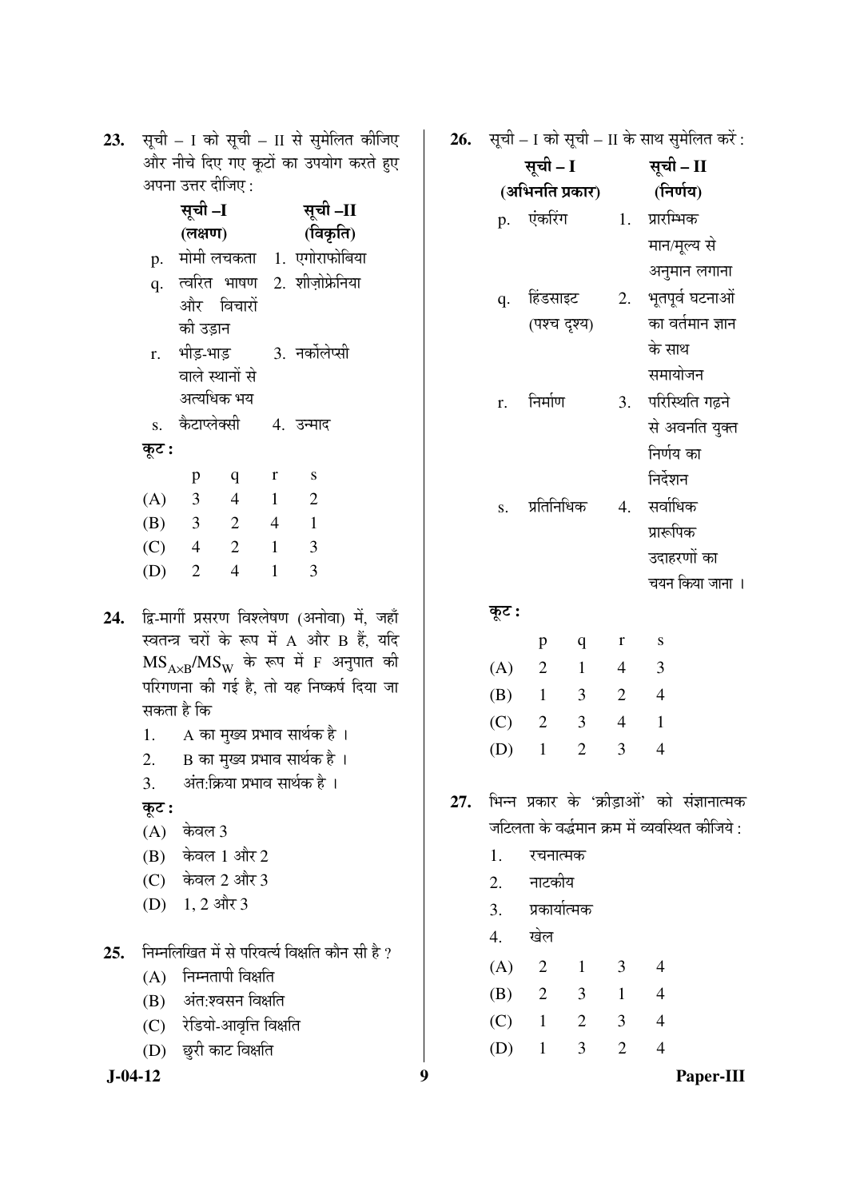**23.** सूची – I को सूची – II से सुमेलित कीजिए और नीचे दिए गए कूटों का उपयोग करते हुए अपना उत्तर दीजिए :

| | सूची –I (लक्षण) | | सूची –II (विकृति) |
|---|---|---|---|
| p. | मोमी लचकता | 1. | एगोराफोबिया |
| q. | त्वरित भाषण और विचारों की उड़ान | 2. | शीज़ोफ्रेनिया |
| r. | भीड़-भाड़ वाले स्थानों से अत्यधिक भय | 3. | नर्कोलेप्सी |
| s. | कैटाप्लेक्सी | 4. | उन्माद |

**कूट :**

| | p | q | r | s |
|---|---|---|---|---|
| (A) | 3 | 4 | 1 | 2 |
| (B) | 3 | 2 | 4 | 1 |
| (C) | 4 | 2 | 1 | 3 |
| (D) | 2 | 4 | 1 | 3 |

**24.** द्वि-मार्गी प्रसरण विश्लेषण (अनोवा) में, जहाँ स्वतन्त्र चरों के रूप में A और B हैं, यदि $MS_{A \times B}/MS_W$ के रूप में F अनुपात की परिगणना की गई है, तो यह निष्कर्ष दिया जा सकता है कि

1. A का मुख्य प्रभाव सार्थक है ।
2. B का मुख्य प्रभाव सार्थक है ।
3. अंत:क्रिया प्रभाव सार्थक है ।

**कूट :**

(A) केवल 3

(B) केवल 1 और 2

(C) केवल 2 और 3

(D) 1, 2 और 3

**25.** निम्नलिखित में से परिवर्त्य विक्षति कौन सी है ?

(A) निम्नतापी विक्षति

(B) अंत:श्वसन विक्षति

(C) रेडियो-आवृत्ति विक्षति

(D) छुरी काट विक्षति

**26.** सूची – I को सूची – II के साथ सुमेलित करें :

| | सूची – I (अभिनति प्रकार) | | सूची – II (निर्णय) |
|---|---|---|---|
| p. | एंकरिंग | 1. | प्रारम्भिक मान/मूल्य से अनुमान लगाना |
| q. | हिंडसाइट (पश्च दृश्य) | 2. | भूतपूर्व घटनाओं का वर्तमान ज्ञान के साथ समायोजन |
| r. | निर्माण | 3. | परिस्थिति गढ़ने से अवनति युक्त निर्णय का निर्देशन |
| s. | प्रतिनिधिक | 4. | सर्वाधिक प्रारूपिक उदाहरणों का चयन किया जाना । |

**कूट :**

| | p | q | r | s |
|---|---|---|---|---|
| (A) | 2 | 1 | 4 | 3 |
| (B) | 1 | 3 | 2 | 4 |
| (C) | 2 | 3 | 4 | 1 |
| (D) | 1 | 2 | 3 | 4 |

**27.** भिन्न प्रकार के 'क्रीड़ाओं' को संज्ञानात्मक जटिलता के वर्द्धमान क्रम में व्यवस्थित कीजिये :

1. रचनात्मक
2. नाटकीय
3. प्रकार्यात्मक
4. खेल

| | | | | |
|---|---|---|---|---|
| (A) | 2 | 1 | 3 | 4 |
| (B) | 2 | 3 | 1 | 4 |
| (C) | 1 | 2 | 3 | 4 |
| (D) | 1 | 3 | 2 | 4 |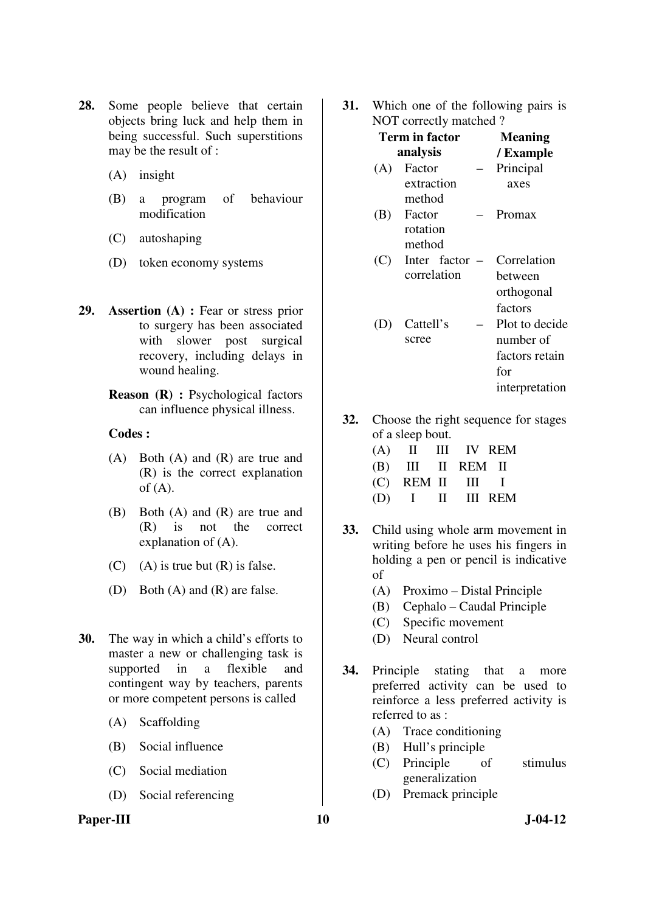28. Some people believe that certain objects bring luck and help them in being successful. Such superstitions may be the result of :

   (A) insight
   (B) a program of behaviour modification
   (C) autoshaping
   (D) token economy systems

29. **Assertion (A) :** Fear or stress prior to surgery has been associated with slower post surgical recovery, including delays in wound healing.

   **Reason (R) :** Psychological factors can influence physical illness.

   **Codes :**

   (A) Both (A) and (R) are true and (R) is the correct explanation of (A).
   (B) Both (A) and (R) are true and (R) is not the correct explanation of (A).
   (C) (A) is true but (R) is false.
   (D) Both (A) and (R) are false.

30. The way in which a child's efforts to master a new or challenging task is supported in a flexible and contingent way by teachers, parents or more competent persons is called

   (A) Scaffolding
   (B) Social influence
   (C) Social mediation
   (D) Social referencing

31. Which one of the following pairs is NOT correctly matched ?

| | Term in factor analysis | | Meaning / Example |
|---|---|---|---|
| (A) | Factor extraction method | – | Principal axes |
| (B) | Factor rotation method | – | Promax |
| (C) | Inter factor correlation | – | Correlation between orthogonal factors |
| (D) | Cattell's scree | – | Plot to decide number of factors retain for interpretation |

32. Choose the right sequence for stages of a sleep bout.

   (A) II III IV REM
   (B) III II REM II
   (C) REM II III I
   (D) I II III REM

33. Child using whole arm movement in writing before he uses his fingers in holding a pen or pencil is indicative of

   (A) Proximo – Distal Principle
   (B) Cephalo – Caudal Principle
   (C) Specific movement
   (D) Neural control

34. Principle stating that a more preferred activity can be used to reinforce a less preferred activity is referred to as :

   (A) Trace conditioning
   (B) Hull's principle
   (C) Principle of stimulus generalization
   (D) Premack principle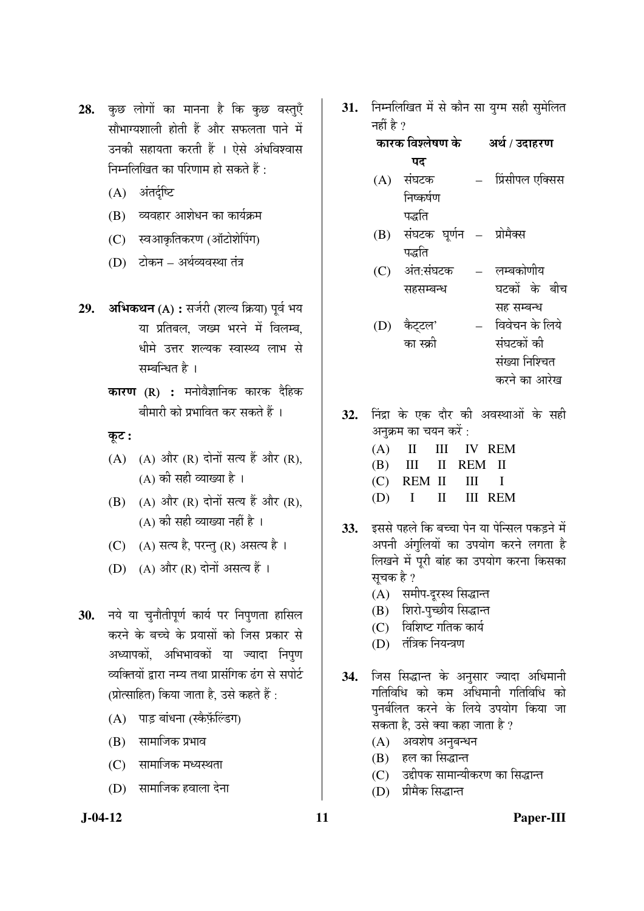28. कुछ लोगों का मानना है कि कुछ वस्तुएँ सौभाग्यशाली होती हैं और सफलता पाने में उनकी सहायता करती हैं । ऐसे अंधविश्वास निम्नलिखित का परिणाम हो सकते हैं :

(A) अंतर्दृष्टि

(B) व्यवहार आशेधन का कार्यक्रम

(C) स्वआकृतिकरण (ऑटोशेपिंग)

(D) टोकन – अर्थव्यवस्था तंत्र

29. **अभिकथन (A) :** सर्जरी (शल्य क्रिया) पूर्व भय या प्रतिबल, जख्म भरने में विलम्ब, धीमे उत्तर शल्यक स्वास्थ्य लाभ से सम्बन्धित है ।

**कारण (R) :** मनोवैज्ञानिक कारक दैहिक बीमारी को प्रभावित कर सकते हैं ।

**कूट :**

(A) (A) और (R) दोनों सत्य हैं और (R), (A) की सही व्याख्या है ।

(B) (A) और (R) दोनों सत्य हैं और (R), (A) की सही व्याख्या नहीं है ।

(C) (A) सत्य है, परन्तु (R) असत्य है ।

(D) (A) और (R) दोनों असत्य हैं ।

30. नये या चुनौतीपूर्ण कार्य पर निपुणता हासिल करने के बच्चे के प्रयासों को जिस प्रकार से अध्यापकों, अभिभावकों या ज्यादा निपुण व्यक्तियों द्वारा नम्य तथा प्रासंगिक ढंग से सपोर्ट (प्रोत्साहित) किया जाता है, उसे कहते हैं :

(A) पाड़ बांधना (स्कैफ़ॅल्डिंग)

(B) सामाजिक प्रभाव

(C) सामाजिक मध्यस्थता

(D) सामाजिक हवाला देना

31. निम्नलिखित में से कौन सा युग्म सही सुमेलित नहीं है ?

| | कारक विश्लेषण के पद | | अर्थ / उदाहरण |
|---|---|---|---|
| (A) | संघटक निष्कर्षण पद्धति | – | प्रिंसीपल एक्सिस |
| (B) | संघटक घूर्णन पद्धति | – | प्रोमैक्स |
| (C) | अंत:संघटक सहसम्बन्ध | – | लम्बकोणीय घटकों के बीच सह सम्बन्ध |
| (D) | कैट्टल' का स्क्री | – | विवेचन के लिये संघटकों की संख्या निश्चित करने का आरेख |

32. निंद्रा के एक दौर की अवस्थाओं के सही अनुक्रम का चयन करें :

(A) II III IV REM

(B) III II REM II

(C) REM II III I

(D) I II III REM

33. इससे पहले कि बच्चा पेन या पेन्सिल पकड़ने में अपनी अंगुलियों का उपयोग करने लगता है लिखने में पूरी बांह का उपयोग करना किसका सूचक है ?

(A) समीप-दूरस्थ सिद्धान्त

(B) शिरो-पुच्छीय सिद्धान्त

(C) विशिष्ट गतिक कार्य

(D) तंत्रिक नियन्त्रण

34. जिस सिद्धान्त के अनुसार ज्यादा अधिमानी गतिविधि को कम अधिमानी गतिविधि को पुनर्बलित करने के लिये उपयोग किया जा सकता है, उसे क्या कहा जाता है ?

(A) अवशेष अनुबन्धन

(B) हल का सिद्धान्त

(C) उद्दीपक सामान्यीकरण का सिद्धान्त

(D) प्रीमैक सिद्धान्त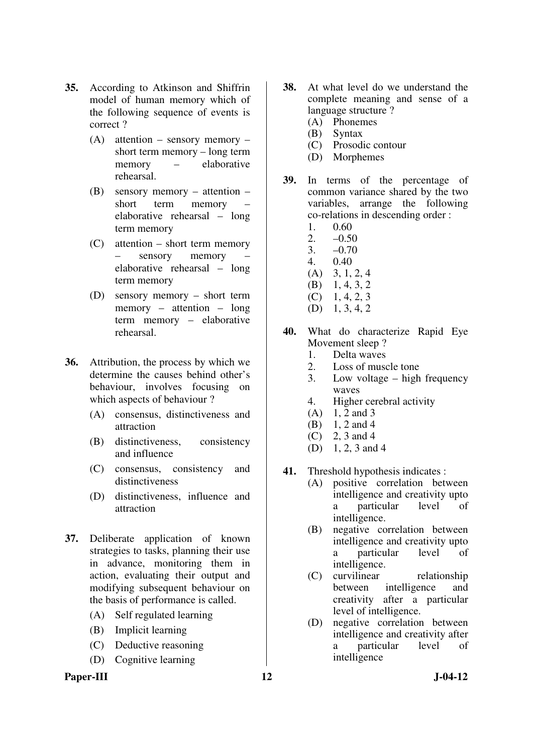**35.** According to Atkinson and Shiffrin model of human memory which of the following sequence of events is correct ?

(A) attention – sensory memory – short term memory – long term memory – elaborative rehearsal.

(B) sensory memory – attention – short term memory – elaborative rehearsal – long term memory

(C) attention – short term memory – sensory memory – elaborative rehearsal – long term memory

(D) sensory memory – short term memory – attention – long term memory – elaborative rehearsal.

**36.** Attribution, the process by which we determine the causes behind other's behaviour, involves focusing on which aspects of behaviour ?

(A) consensus, distinctiveness and attraction

(B) distinctiveness, consistency and influence

(C) consensus, consistency and distinctiveness

(D) distinctiveness, influence and attraction

**37.** Deliberate application of known strategies to tasks, planning their use in advance, monitoring them in action, evaluating their output and modifying subsequent behaviour on the basis of performance is called.

(A) Self regulated learning

(B) Implicit learning

(C) Deductive reasoning

(D) Cognitive learning

**38.** At what level do we understand the complete meaning and sense of a language structure ?

(A) Phonemes

(B) Syntax

(C) Prosodic contour

(D) Morphemes

**39.** In terms of the percentage of common variance shared by the two variables, arrange the following co-relations in descending order :

1. 0.60
2. –0.50
3. –0.70
4. 0.40

(A) 3, 1, 2, 4

(B) 1, 4, 3, 2

(C) 1, 4, 2, 3

(D) 1, 3, 4, 2

**40.** What do characterize Rapid Eye Movement sleep ?

1. Delta waves
2. Loss of muscle tone
3. Low voltage – high frequency waves
4. Higher cerebral activity

(A) 1, 2 and 3

(B) 1, 2 and 4

(C) 2, 3 and 4

(D) 1, 2, 3 and 4

**41.** Threshold hypothesis indicates :

(A) positive correlation between intelligence and creativity upto a particular level of intelligence.

(B) negative correlation between intelligence and creativity upto a particular level of intelligence.

(C) curvilinear relationship between intelligence and creativity after a particular level of intelligence.

(D) negative correlation between intelligence and creativity after a particular level of intelligence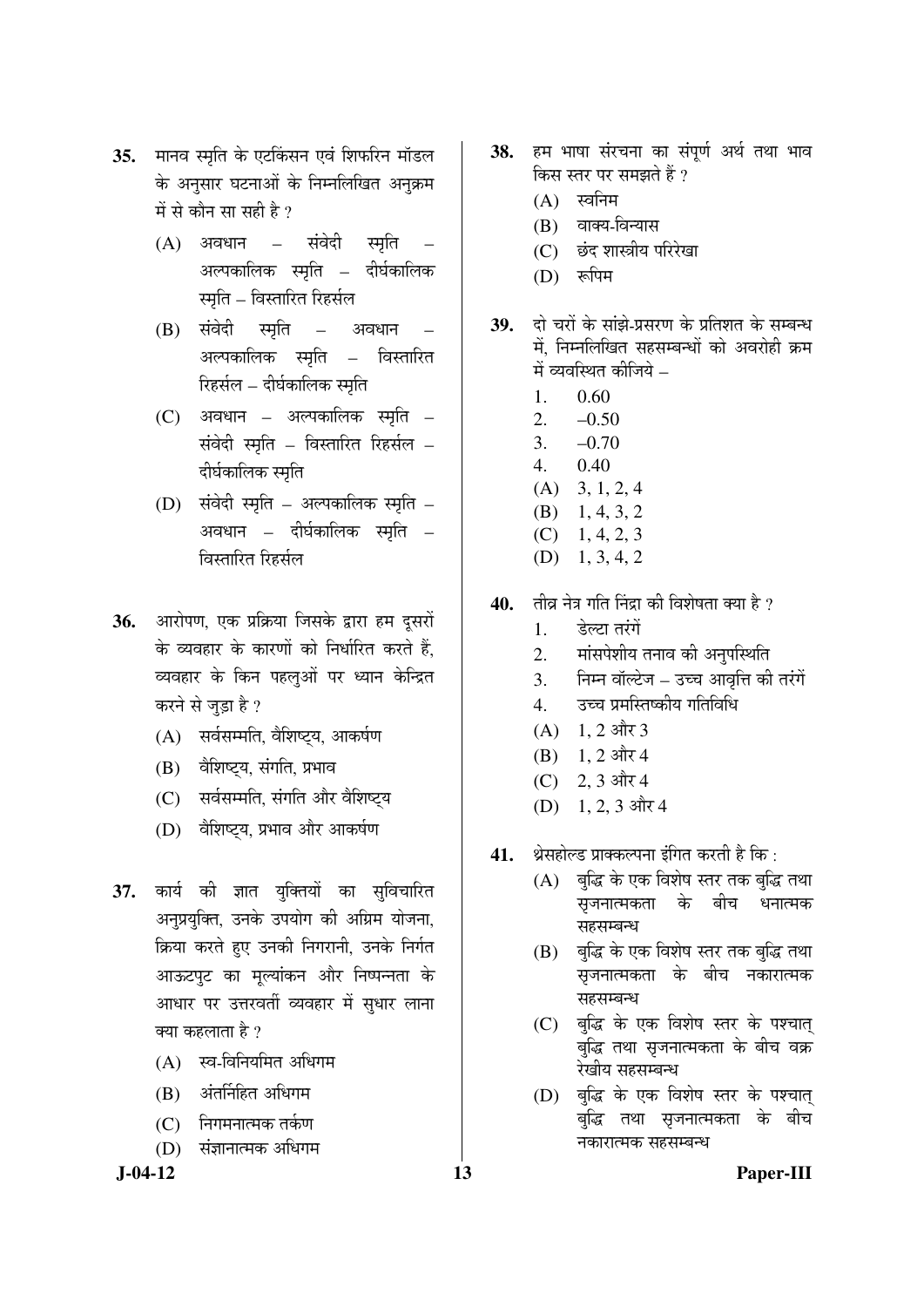35. मानव स्मृति के एटकिंसन एवं शिफरिन मॉडल के अनुसार घटनाओं के निम्नलिखित अनुक्रम में से कौन सा सही है ?

(A) अवधान – संवेदी स्मृति – अल्पकालिक स्मृति – दीर्घकालिक स्मृति – विस्तारित रिहर्सल

(B) संवेदी स्मृति – अवधान – अल्पकालिक स्मृति – विस्तारित रिहर्सल – दीर्घकालिक स्मृति

(C) अवधान – अल्पकालिक स्मृति – संवेदी स्मृति – विस्तारित रिहर्सल – दीर्घकालिक स्मृति

(D) संवेदी स्मृति – अल्पकालिक स्मृति – अवधान – दीर्घकालिक स्मृति – विस्तारित रिहर्सल

36. आरोपण, एक प्रक्रिया जिसके द्वारा हम दूसरों के व्यवहार के कारणों को निर्धारित करते हैं, व्यवहार के किन पहलुओं पर ध्यान केन्द्रित करने से जुड़ा है ?

(A) सर्वसम्मति, वैशिष्ट्य, आकर्षण

(B) वैशिष्ट्य, संगति, प्रभाव

(C) सर्वसम्मति, संगति और वैशिष्ट्य

(D) वैशिष्ट्य, प्रभाव और आकर्षण

37. कार्य की ज्ञात युक्तियों का सुविचारित अनुप्रयुक्ति, उनके उपयोग की अग्रिम योजना, क्रिया करते हुए उनकी निगरानी, उनके निर्गत आऊटपुट का मूल्यांकन और निष्पन्नता के आधार पर उत्तरवर्ती व्यवहार में सुधार लाना क्या कहलाता है ?

(A) स्व-विनियमित अधिगम

(B) अंतर्निहित अधिगम

(C) निगमनात्मक तर्कण

(D) संज्ञानात्मक अधिगम

38. हम भाषा संरचना का संपूर्ण अर्थ तथा भाव किस स्तर पर समझते हैं ?

(A) स्वनिम

(B) वाक्य-विन्यास

(C) छंद शास्त्रीय परिरेखा

(D) रूपिम

39. दो चरों के सांझे-प्रसरण के प्रतिशत के सम्बन्ध में, निम्नलिखित सहसम्बन्धों को अवरोही क्रम में व्यवस्थित कीजिये –

1. 0.60
2. –0.50
3. –0.70
4. 0.40

(A) 3, 1, 2, 4

(B) 1, 4, 3, 2

(C) 1, 4, 2, 3

(D) 1, 3, 4, 2

40. तीव्र नेत्र गति निंद्रा की विशेषता क्या है ?

1. डेल्टा तरंगें
2. मांसपेशीय तनाव की अनुपस्थिति
3. निम्न वॉल्टेज – उच्च आवृत्ति की तरंगें
4. उच्च प्रमस्तिष्कीय गतिविधि

(A) 1, 2 और 3

(B) 1, 2 और 4

(C) 2, 3 और 4

(D) 1, 2, 3 और 4

41. थ्रेसहोल्ड प्राक्कल्पना इंगित करती है कि :

(A) बुद्धि के एक विशेष स्तर तक बुद्धि तथा सृजनात्मकता के बीच धनात्मक सहसम्बन्ध

(B) बुद्धि के एक विशेष स्तर तक बुद्धि तथा सृजनात्मकता के बीच नकारात्मक सहसम्बन्ध

(C) बुद्धि के एक विशेष स्तर के पश्चात् बुद्धि तथा सृजनात्मकता के बीच वक्र रेखीय सहसम्बन्ध

(D) बुद्धि के एक विशेष स्तर के पश्चात् बुद्धि तथा सृजनात्मकता के बीच नकारात्मक सहसम्बन्ध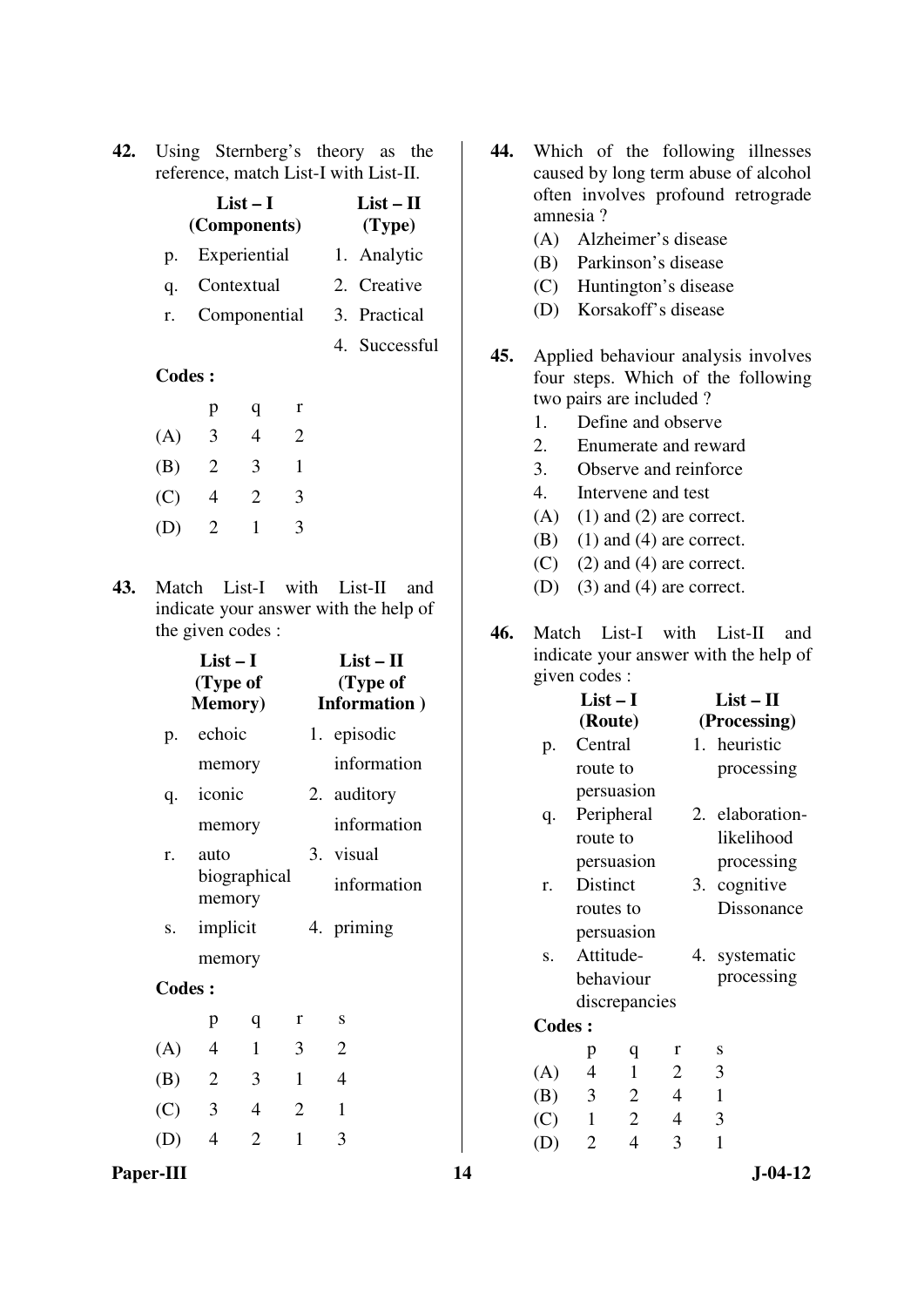**42.** Using Sternberg's theory as the reference, match List-I with List-II.

| | List – I (Components) | | List – II (Type) |
|---|---|---|---|
| p. | Experiential | 1. | Analytic |
| q. | Contextual | 2. | Creative |
| r. | Componential | 3. | Practical |
| | | 4. | Successful |

**Codes :**

| | p | q | r |
|---|---|---|---|
| (A) | 3 | 4 | 2 |
| (B) | 2 | 3 | 1 |
| (C) | 4 | 2 | 3 |
| (D) | 2 | 1 | 3 |

**43.** Match List-I with List-II and indicate your answer with the help of the given codes :

| | List – I (Type of Memory) | | List – II (Type of Information ) |
|---|---|---|---|
| p. | echoic memory | 1. | episodic information |
| q. | iconic memory | 2. | auditory information |
| r. | auto biographical memory | 3. | visual information |
| s. | implicit memory | 4. | priming |

**Codes :**

| | p | q | r | s |
|---|---|---|---|---|
| (A) | 4 | 1 | 3 | 2 |
| (B) | 2 | 3 | 1 | 4 |
| (C) | 3 | 4 | 2 | 1 |
| (D) | 4 | 2 | 1 | 3 |

**44.** Which of the following illnesses caused by long term abuse of alcohol often involves profound retrograde amnesia ?

(A) Alzheimer's disease
(B) Parkinson's disease
(C) Huntington's disease
(D) Korsakoff's disease

**45.** Applied behaviour analysis involves four steps. Which of the following two pairs are included ?

1. Define and observe
2. Enumerate and reward
3. Observe and reinforce
4. Intervene and test

(A) (1) and (2) are correct.
(B) (1) and (4) are correct.
(C) (2) and (4) are correct.
(D) (3) and (4) are correct.

**46.** Match List-I with List-II and indicate your answer with the help of given codes :

| | List – I (Route) | | List – II (Processing) |
|---|---|---|---|
| p. | Central route to persuasion | 1. | heuristic processing |
| q. | Peripheral route to persuasion | 2. | elaboration-likelihood processing |
| r. | Distinct routes to persuasion | 3. | cognitive Dissonance |
| s. | Attitude-behaviour discrepancies | 4. | systematic processing |

**Codes :**

| | p | q | r | s |
|---|---|---|---|---|
| (A) | 4 | 1 | 2 | 3 |
| (B) | 3 | 2 | 4 | 1 |
| (C) | 1 | 2 | 4 | 3 |
| (D) | 2 | 4 | 3 | 1 |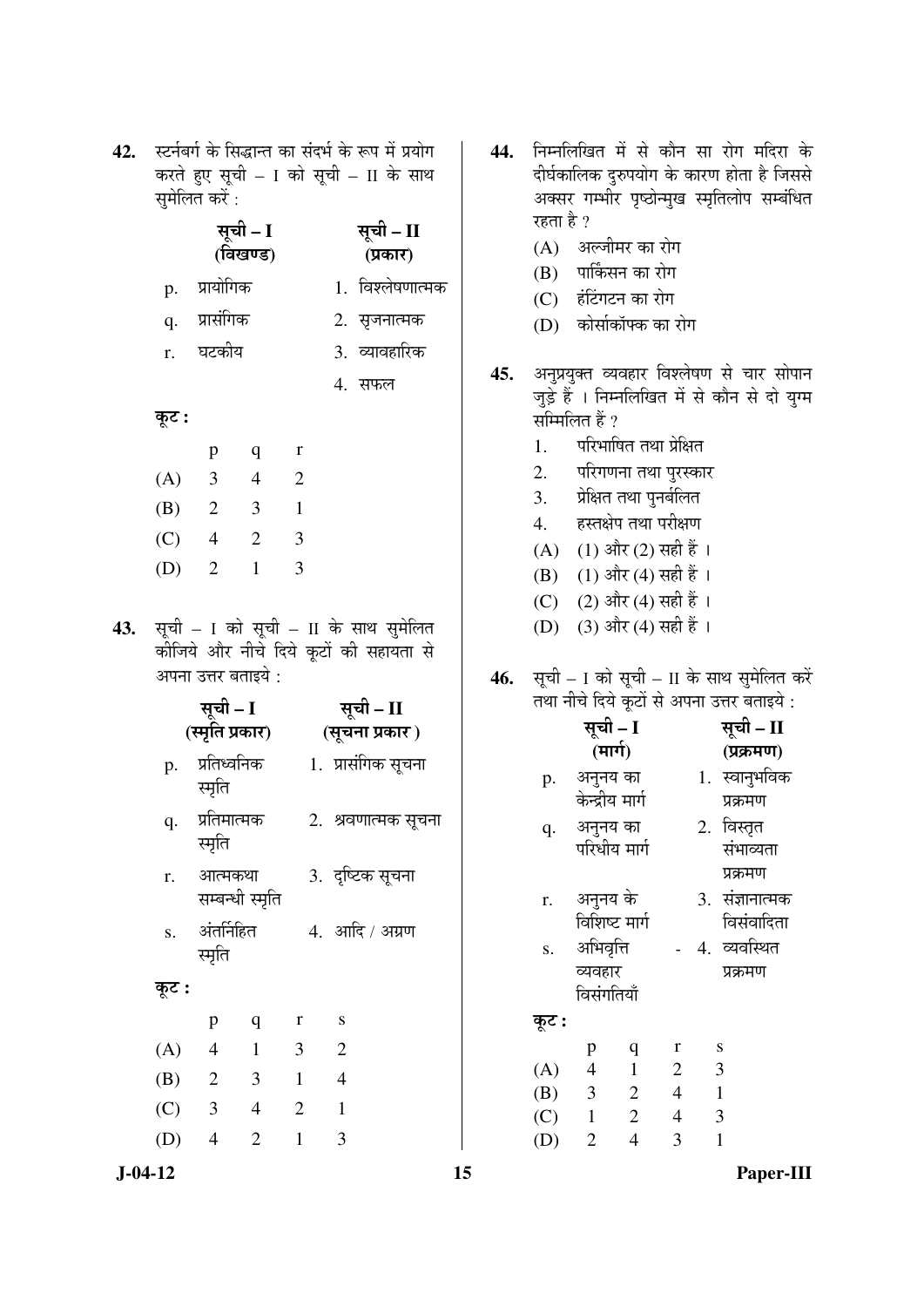**42.** स्टर्नबर्ग के सिद्धान्त का संदर्भ के रूप में प्रयोग करते हुए सूची – I को सूची – II के साथ सुमेलित करें :

| सूची – I (विखण्ड) | सूची – II (प्रकार) |
|---|---|
| p. प्रायोगिक | 1. विश्लेषणात्मक |
| q. प्रासंगिक | 2. सृजनात्मक |
| r. घटकीय | 3. व्यावहारिक |
| | 4. सफल |

**कूट :**

| | p | q | r |
|---|---|---|---|
| (A) | 3 | 4 | 2 |
| (B) | 2 | 3 | 1 |
| (C) | 4 | 2 | 3 |
| (D) | 2 | 1 | 3 |

**43.** सूची – I को सूची – II के साथ सुमेलित कीजिये और नीचे दिये कूटों की सहायता से अपना उत्तर बताइये :

| सूची – I (स्मृति प्रकार) | सूची – II (सूचना प्रकार) |
|---|---|
| p. प्रतिध्वनिक स्मृति | 1. प्रासंगिक सूचना |
| q. प्रतिमात्मक स्मृति | 2. श्रवणात्मक सूचना |
| r. आत्मकथा सम्बन्धी स्मृति | 3. दृष्टिक सूचना |
| s. अंतर्निहित स्मृति | 4. आदि / अग्रण |

**कूट :**

| | p | q | r | s |
|---|---|---|---|---|
| (A) | 4 | 1 | 3 | 2 |
| (B) | 2 | 3 | 1 | 4 |
| (C) | 3 | 4 | 2 | 1 |
| (D) | 4 | 2 | 1 | 3 |

**44.** निम्नलिखित में से कौन सा रोग मदिरा के दीर्घकालिक दुरुपयोग के कारण होता है जिससे अक्सर गम्भीर पृष्ठोन्मुख स्मृतिलोप सम्बंधित रहता है ?

(A) अल्जीमर का रोग

(B) पार्किंसन का रोग

(C) हंटिंगटन का रोग

(D) कोर्साकॉफ्क का रोग

**45.** अनुप्रयुक्त व्यवहार विश्लेषण से चार सोपान जुड़े हैं । निम्नलिखित में से कौन से दो युग्म सम्मिलित हैं ?

1. परिभाषित तथा प्रेक्षित
2. परिगणना तथा पुरस्कार
3. प्रेक्षित तथा पुनर्बलित
4. हस्तक्षेप तथा परीक्षण

(A) (1) और (2) सही हैं ।

(B) (1) और (4) सही हैं ।

(C) (2) और (4) सही हैं ।

(D) (3) और (4) सही हैं ।

**46.** सूची – I को सूची – II के साथ सुमेलित करें तथा नीचे दिये कूटों से अपना उत्तर बताइये :

| सूची – I (मार्ग) | सूची – II (प्रक्रमण) |
|---|---|
| p. अनुनय का केन्द्रीय मार्ग | 1. स्वानुभविक प्रक्रमण |
| q. अनुनय का परिधीय मार्ग | 2. विस्तृत संभाव्यता प्रक्रमण |
| r. अनुनय के विशिष्ट मार्ग | 3. संज्ञानात्मक विसंवादिता |
| s. अभिवृत्ति - व्यवहार विसंगतियाँ | 4. व्यवस्थित प्रक्रमण |

**कूट :**

| | p | q | r | s |
|---|---|---|---|---|
| (A) | 4 | 1 | 2 | 3 |
| (B) | 3 | 2 | 4 | 1 |
| (C) | 1 | 2 | 4 | 3 |
| (D) | 2 | 4 | 3 | 1 |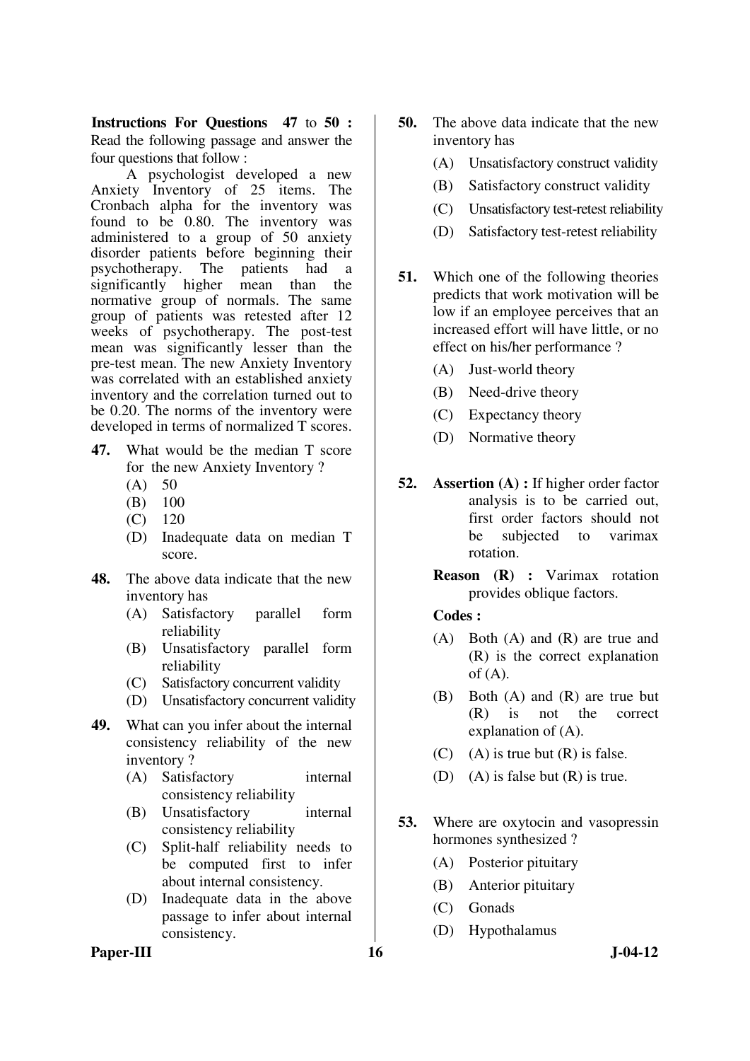**Instructions For Questions 47 to 50 :** Read the following passage and answer the four questions that follow :

A psychologist developed a new Anxiety Inventory of 25 items. The Cronbach alpha for the inventory was found to be 0.80. The inventory was administered to a group of 50 anxiety disorder patients before beginning their psychotherapy. The patients had a significantly higher mean than the normative group of normals. The same group of patients was retested after 12 weeks of psychotherapy. The post-test mean was significantly lesser than the pre-test mean. The new Anxiety Inventory was correlated with an established anxiety inventory and the correlation turned out to be 0.20. The norms of the inventory were developed in terms of normalized T scores.

**47.** What would be the median T score for the new Anxiety Inventory ?

(A) 50

(B) 100

(C) 120

(D) Inadequate data on median T score.

**48.** The above data indicate that the new inventory has

(A) Satisfactory parallel form reliability

(B) Unsatisfactory parallel form reliability

(C) Satisfactory concurrent validity

(D) Unsatisfactory concurrent validity

**49.** What can you infer about the internal consistency reliability of the new inventory ?

(A) Satisfactory internal consistency reliability

(B) Unsatisfactory internal consistency reliability

(C) Split-half reliability needs to be computed first to infer about internal consistency.

(D) Inadequate data in the above passage to infer about internal consistency.

**50.** The above data indicate that the new inventory has

(A) Unsatisfactory construct validity

(B) Satisfactory construct validity

(C) Unsatisfactory test-retest reliability

(D) Satisfactory test-retest reliability

**51.** Which one of the following theories predicts that work motivation will be low if an employee perceives that an increased effort will have little, or no effect on his/her performance ?

(A) Just-world theory

(B) Need-drive theory

(C) Expectancy theory

(D) Normative theory

**52.** **Assertion (A) :** If higher order factor analysis is to be carried out, first order factors should not be subjected to varimax rotation.

**Reason (R) :** Varimax rotation provides oblique factors.

**Codes :**

(A) Both (A) and (R) are true and (R) is the correct explanation of (A).

(B) Both (A) and (R) are true but (R) is not the correct explanation of (A).

(C) (A) is true but (R) is false.

(D) (A) is false but (R) is true.

**53.** Where are oxytocin and vasopressin hormones synthesized ?

(A) Posterior pituitary

(B) Anterior pituitary

(C) Gonads

(D) Hypothalamus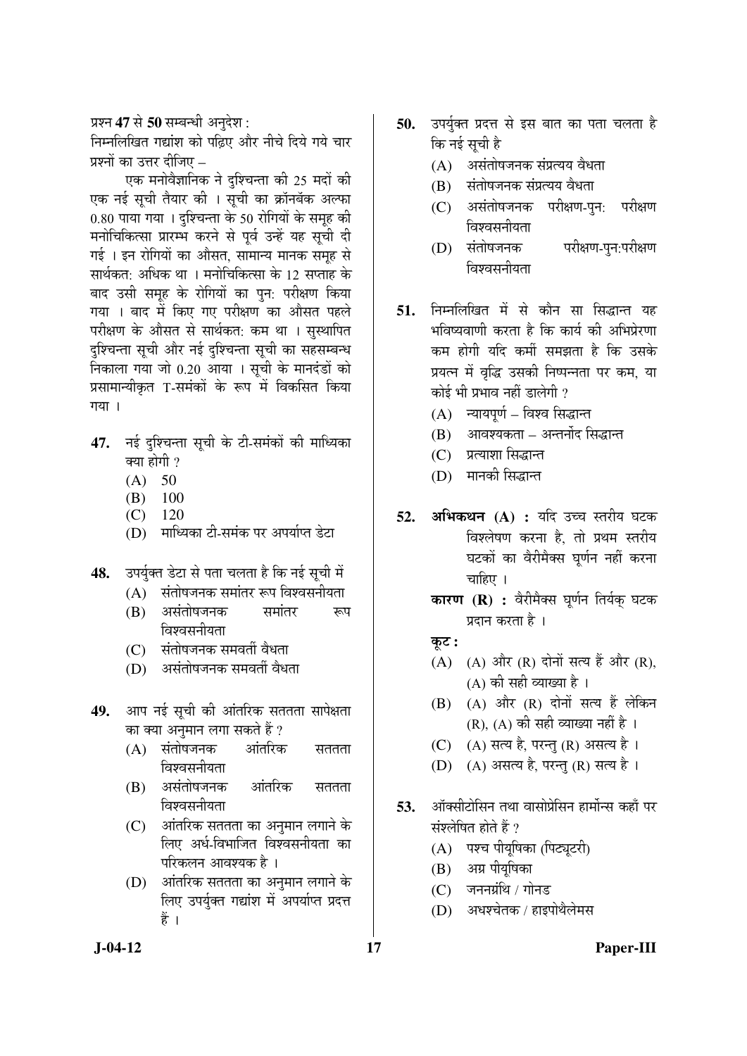प्रश्न **47** से **50** सम्बन्धी अनुदेश :

निम्नलिखित गद्यांश को पढ़िए और नीचे दिये गये चार प्रश्नों का उत्तर दीजिए –

एक मनोवैज्ञानिक ने दुश्चिन्ता की 25 मदों की एक नई सूची तैयार की । सूची का क्रॉनबॅक अल्फा 0.80 पाया गया । दुश्चिन्ता के 50 रोगियों के समूह की मनोचिकित्सा प्रारम्भ करने से पूर्व उन्हें यह सूची दी गई । इन रोगियों का औसत, सामान्य मानक समूह से सार्थकत: अधिक था । मनोचिकित्सा के 12 सप्ताह के बाद उसी समूह के रोगियों का पुन: परीक्षण किया गया । बाद में किए गए परीक्षण का औसत पहले परीक्षण के औसत से सार्थकत: कम था । सुस्थापित दुश्चिन्ता सूची और नई दुश्चिन्ता सूची का सहसम्बन्ध निकाला गया जो 0.20 आया । सूची के मानदंडों को प्रसामान्यीकृत T-समंकों के रूप में विकसित किया गया ।

**47.** नई दुश्चिन्ता सूची के टी-समंकों की माध्यिका क्या होगी ?

(A) 50

(B) 100

(C) 120

(D) माध्यिका टी-समंक पर अपर्याप्त डेटा

**48.** उपर्युक्त डेटा से पता चलता है कि नई सूची में

(A) संतोषजनक समांतर रूप विश्वसनीयता

(B) असंतोषजनक समांतर रूप विश्वसनीयता

(C) संतोषजनक समवर्ती वैधता

(D) असंतोषजनक समवर्ती वैधता

**49.** आप नई सूची की आंतरिक सततता सापेक्षता का क्या अनुमान लगा सकते हैं ?

(A) संतोषजनक आंतरिक सततता विश्वसनीयता

(B) असंतोषजनक आंतरिक सततता विश्वसनीयता

(C) आंतरिक सततता का अनुमान लगाने के लिए अर्ध-विभाजित विश्वसनीयता का परिकलन आवश्यक है ।

(D) आंतरिक सततता का अनुमान लगाने के लिए उपर्युक्त गद्यांश में अपर्याप्त प्रदत्त हैं ।

**50.** उपर्युक्त प्रदत्त से इस बात का पता चलता है कि नई सूची है

(A) असंतोषजनक संप्रत्यय वैधता

(B) संतोषजनक संप्रत्यय वैधता

(C) असंतोषजनक परीक्षण-पुन: परीक्षण विश्वसनीयता

(D) संतोषजनक परीक्षण-पुन:परीक्षण विश्वसनीयता

**51.** निम्नलिखित में से कौन सा सिद्धान्त यह भविष्यवाणी करता है कि कार्य की अभिप्रेरणा कम होगी यदि कर्मी समझता है कि उसके प्रयत्न में वृद्धि उसकी निष्पन्नता पर कम, या कोई भी प्रभाव नहीं डालेगी ?

(A) न्यायपूर्ण – विश्व सिद्धान्त

(B) आवश्यकता – अन्तर्नोद सिद्धान्त

(C) प्रत्याशा सिद्धान्त

(D) मानकी सिद्धान्त

**52.** **अभिकथन (A) :** यदि उच्च स्तरीय घटक विश्लेषण करना है, तो प्रथम स्तरीय घटकों का वैरीमैक्स घूर्णन नहीं करना चाहिए ।

**कारण (R) :** वैरीमैक्स घूर्णन तिर्यक् घटक प्रदान करता है ।

**कूट :**

(A) (A) और (R) दोनों सत्य हैं और (R), (A) की सही व्याख्या है ।

(B) (A) और (R) दोनों सत्य हैं लेकिन (R), (A) की सही व्याख्या नहीं है ।

(C) (A) सत्य है, परन्तु (R) असत्य है ।

(D) (A) असत्य है, परन्तु (R) सत्य है ।

**53.** ऑक्सीटोसिन तथा वासोप्रेसिन हार्मोन्स कहाँ पर संश्लेषित होते हैं ?

(A) पश्च पीयूषिका (पिट्यूटरी)

(B) अग्र पीयूषिका

(C) जननग्रंथि / गोनड

(D) अधश्चेतक / हाइपोथैलेमस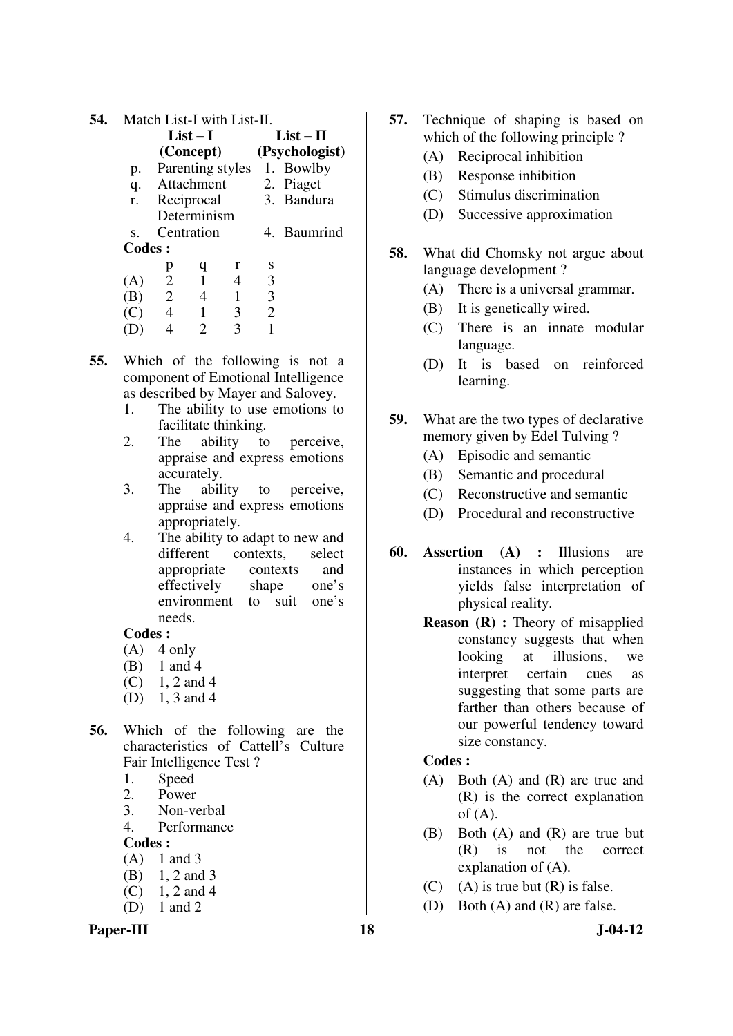**54.** Match List-I with List-II.

| | List – I (Concept) | | List – II (Psychologist) |
|---|---|---|---|
| p. | Parenting styles | 1. | Bowlby |
| q. | Attachment | 2. | Piaget |
| r. | Reciprocal Determinism | 3. | Bandura |
| s. | Centration | 4. | Baumrind |

**Codes :**

| | p | q | r | s |
|---|---|---|---|---|
| (A) | 2 | 1 | 4 | 3 |
| (B) | 2 | 4 | 1 | 3 |
| (C) | 4 | 1 | 3 | 2 |
| (D) | 4 | 2 | 3 | 1 |

**55.** Which of the following is not a component of Emotional Intelligence as described by Mayer and Salovey.

1. The ability to use emotions to facilitate thinking.
2. The ability to perceive, appraise and express emotions accurately.
3. The ability to perceive, appraise and express emotions appropriately.
4. The ability to adapt to new and different contexts, select appropriate contexts and effectively shape one's environment to suit one's needs.

**Codes :**

(A) 4 only
(B) 1 and 4
(C) 1, 2 and 4
(D) 1, 3 and 4

**56.** Which of the following are the characteristics of Cattell's Culture Fair Intelligence Test ?

1. Speed
2. Power
3. Non-verbal
4. Performance

**Codes :**

(A) 1 and 3
(B) 1, 2 and 3
(C) 1, 2 and 4
(D) 1 and 2

**57.** Technique of shaping is based on which of the following principle ?

(A) Reciprocal inhibition
(B) Response inhibition
(C) Stimulus discrimination
(D) Successive approximation

**58.** What did Chomsky not argue about language development ?

(A) There is a universal grammar.
(B) It is genetically wired.
(C) There is an innate modular language.
(D) It is based on reinforced learning.

**59.** What are the two types of declarative memory given by Edel Tulving ?

(A) Episodic and semantic
(B) Semantic and procedural
(C) Reconstructive and semantic
(D) Procedural and reconstructive

**60.** **Assertion (A) :** Illusions are instances in which perception yields false interpretation of physical reality.

**Reason (R) :** Theory of misapplied constancy suggests that when looking at illusions, we interpret certain cues as suggesting that some parts are farther than others because of our powerful tendency toward size constancy.

**Codes :**

(A) Both (A) and (R) are true and (R) is the correct explanation of (A).
(B) Both (A) and (R) are true but (R) is not the correct explanation of (A).
(C) (A) is true but (R) is false.
(D) Both (A) and (R) are false.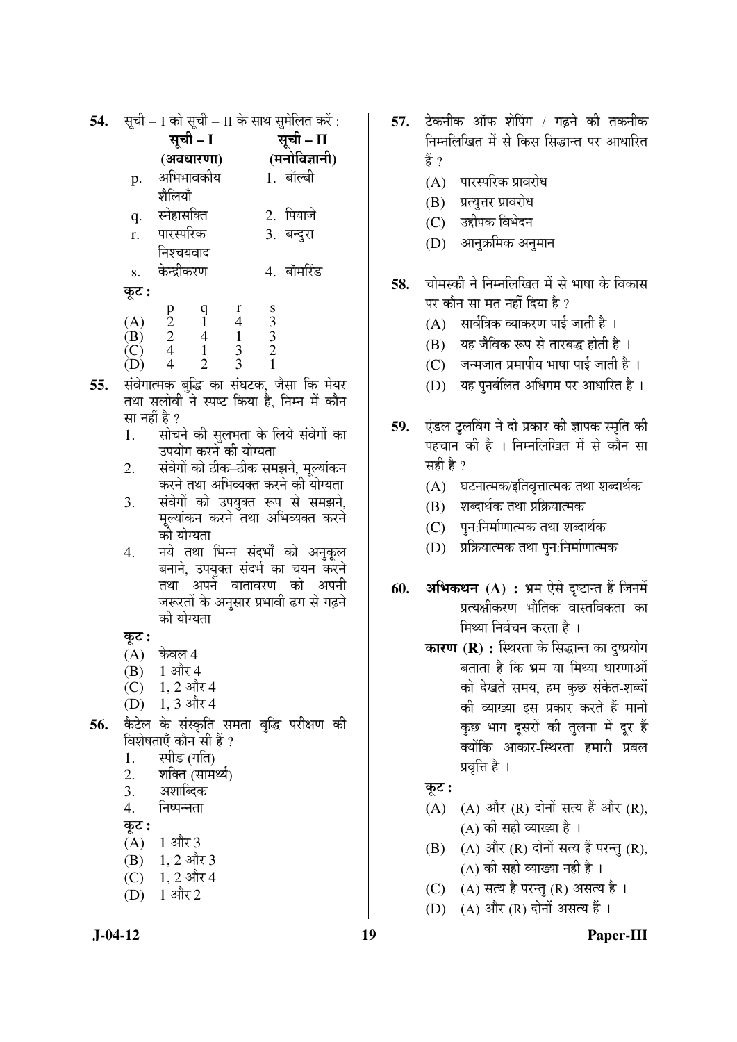**54.** सूची – I को सूची – II के साथ सुमेलित करें :

| सूची – I (अवधारणा) | सूची – II (मनोविज्ञानी) |
|---|---|
| p. अभिभावकीय शैलियाँ | 1. बॉल्बी |
| q. स्नेहासक्ति | 2. पियाजे |
| r. पारस्परिक निश्चयवाद | 3. बन्दुरा |
| s. केन्द्रीकरण | 4. बॉमरिंड |

**कूट :**

| | p | q | r | s |
|---|---|---|---|---|
| (A) | 2 | 1 | 4 | 3 |
| (B) | 2 | 4 | 1 | 3 |
| (C) | 4 | 1 | 3 | 2 |
| (D) | 4 | 2 | 3 | 1 |

**55.** संवेगात्मक बुद्धि का संघटक, जैसा कि मेयर तथा सलोवी ने स्पष्ट किया है, निम्न में कौन सा नहीं है ?

1. सोचने की सुलभता के लिये संवेगों का उपयोग करने की योग्यता
2. संवेगों को ठीक–ठीक समझने, मूल्यांकन करने तथा अभिव्यक्त करने की योग्यता
3. संवेगों को उपयुक्त रूप से समझने, मूल्यांकन करने तथा अभिव्यक्त करने की योग्यता
4. नये तथा भिन्न संदर्भों को अनुकूल बनाने, उपयुक्त संदर्भ का चयन करने तथा अपने वातावरण को अपनी जरूरतों के अनुसार प्रभावी ढंग से गढ़ने की योग्यता

**कूट :**

(A) केवल 4
(B) 1 और 4
(C) 1, 2 और 4
(D) 1, 3 और 4

**56.** कैटेल के संस्कृति समता बुद्धि परीक्षण की विशेषताएँ कौन सी हैं ?

1. स्पीड (गति)
2. शक्ति (सामर्थ्य)
3. अशाब्दिक
4. निष्पन्नता

**कूट :**

(A) 1 और 3
(B) 1, 2 और 3
(C) 1, 2 और 4
(D) 1 और 2

**57.** टेकनीक ऑफ शेपिंग / गढ़ने की तकनीक निम्नलिखित में से किस सिद्धान्त पर आधारित हैं ?

(A) पारस्परिक प्रावरोध
(B) प्रत्युत्तर प्रावरोध
(C) उद्दीपक विभेदन
(D) आनुक्रमिक अनुमान

**58.** चोमस्की ने निम्नलिखित में से भाषा के विकास पर कौन सा मत नहीं दिया है ?

(A) सार्वत्रिक व्याकरण पाई जाती है ।
(B) यह जैविक रूप से तारबद्ध होती है ।
(C) जन्मजात प्रमापीय भाषा पाई जाती है ।
(D) यह पुनर्बलित अधिगम पर आधारित है ।

**59.** एंडल टुलविंग ने दो प्रकार की ज्ञापक स्मृति की पहचान की है । निम्नलिखित में से कौन सा सही है ?

(A) घटनात्मक/इतिवृत्तात्मक तथा शब्दार्थक
(B) शब्दार्थक तथा प्रक्रियात्मक
(C) पुन:निर्माणात्मक तथा शब्दार्थक
(D) प्रक्रियात्मक तथा पुन:निर्माणात्मक

**60.** **अभिकथन (A) :** भ्रम ऐसे दृष्टान्त हैं जिनमें प्रत्यक्षीकरण भौतिक वास्तविकता का मिथ्या निर्वचन करता है ।

**कारण (R) :** स्थिरता के सिद्धान्त का दुष्प्रयोग बताता है कि भ्रम या मिथ्या धारणाओं को देखते समय, हम कुछ संकेत-शब्दों की व्याख्या इस प्रकार करते हैं मानो कुछ भाग दूसरों की तुलना में दूर हैं क्योंकि आकार-स्थिरता हमारी प्रबल प्रवृत्ति है ।

**कूट :**

(A) (A) और (R) दोनों सत्य हैं और (R), (A) की सही व्याख्या है ।
(B) (A) और (R) दोनों सत्य हैं परन्तु (R), (A) की सही व्याख्या नहीं है ।
(C) (A) सत्य है परन्तु (R) असत्य है ।
(D) (A) और (R) दोनों असत्य हैं ।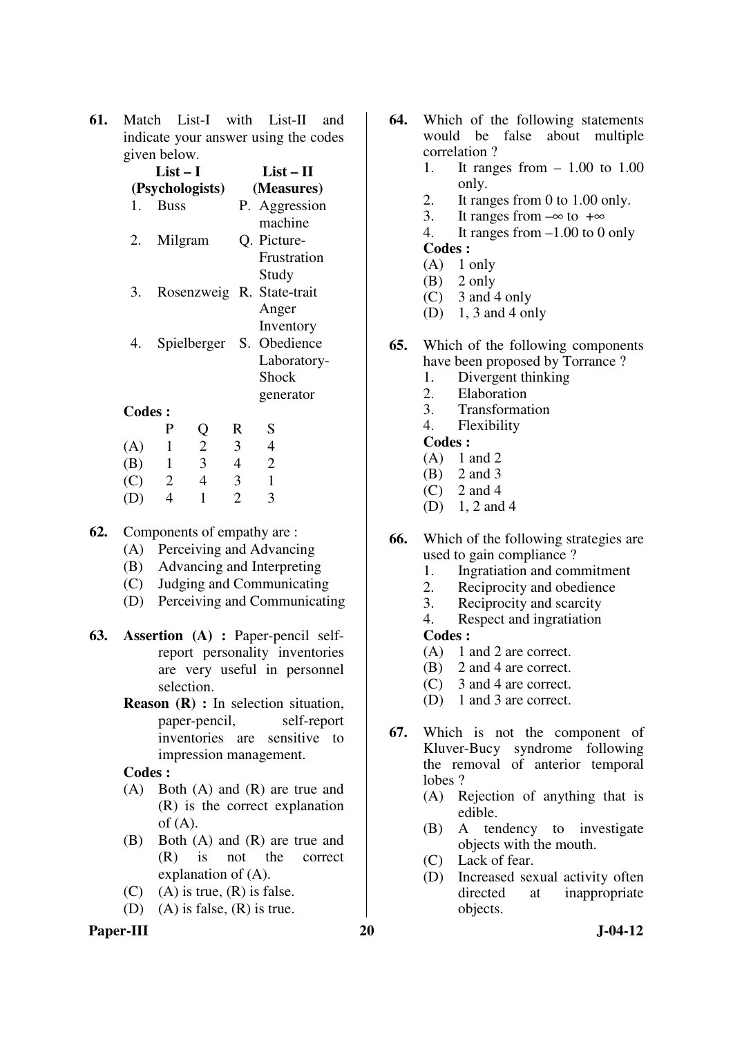**61.** Match List-I with List-II and indicate your answer using the codes given below.

| List – I (Psychologists) | List – II (Measures) |
|---|---|
| 1. Buss | P. Aggression machine |
| 2. Milgram | Q. Picture-Frustration Study |
| 3. Rosenzweig | R. State-trait Anger Inventory |
| 4. Spielberger | S. Obedience Laboratory-Shock generator |

**Codes :**

| | P | Q | R | S |
|---|---|---|---|---|
| (A) | 1 | 2 | 3 | 4 |
| (B) | 1 | 3 | 4 | 2 |
| (C) | 2 | 4 | 3 | 1 |
| (D) | 4 | 1 | 2 | 3 |

**62.** Components of empathy are :

(A) Perceiving and Advancing
(B) Advancing and Interpreting
(C) Judging and Communicating
(D) Perceiving and Communicating

**63.** **Assertion (A) :** Paper-pencil self-report personality inventories are very useful in personnel selection.

**Reason (R) :** In selection situation, paper-pencil, self-report inventories are sensitive to impression management.

**Codes :**

(A) Both (A) and (R) are true and (R) is the correct explanation of (A).
(B) Both (A) and (R) are true and (R) is not the correct explanation of (A).
(C) (A) is true, (R) is false.
(D) (A) is false, (R) is true.

**64.** Which of the following statements would be false about multiple correlation ?

1. It ranges from – 1.00 to 1.00 only.
2. It ranges from 0 to 1.00 only.
3. It ranges from $-\infty$ to $+\infty$
4. It ranges from –1.00 to 0 only

**Codes :**

(A) 1 only
(B) 2 only
(C) 3 and 4 only
(D) 1, 3 and 4 only

**65.** Which of the following components have been proposed by Torrance ?

1. Divergent thinking
2. Elaboration
3. Transformation
4. Flexibility

**Codes :**

(A) 1 and 2
(B) 2 and 3
(C) 2 and 4
(D) 1, 2 and 4

**66.** Which of the following strategies are used to gain compliance ?

1. Ingratiation and commitment
2. Reciprocity and obedience
3. Reciprocity and scarcity
4. Respect and ingratiation

**Codes :**

(A) 1 and 2 are correct.
(B) 2 and 4 are correct.
(C) 3 and 4 are correct.
(D) 1 and 3 are correct.

**67.** Which is not the component of Kluver-Bucy syndrome following the removal of anterior temporal lobes ?

(A) Rejection of anything that is edible.
(B) A tendency to investigate objects with the mouth.
(C) Lack of fear.
(D) Increased sexual activity often directed at inappropriate objects.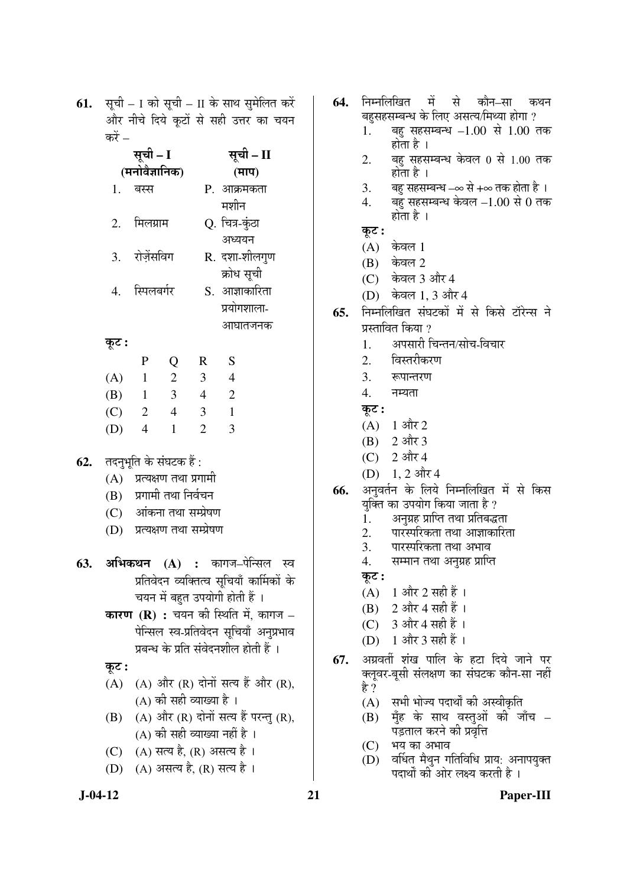**61.** सूची – I को सूची – II के साथ सुमेलित करें और नीचे दिये कूटों से सही उत्तर का चयन करें –

| सूची – I (मनोवैज्ञानिक) | सूची – II (माप) |
|---|---|
| 1. बस्स | P. आक्रमकता मशीन |
| 2. मिलग्राम | Q. चित्र-कुंठा अध्ययन |
| 3. रोज़ेंसविग | R. दशा-शीलगुण क्रोध सूची |
| 4. स्पिलबर्गर | S. आज्ञाकारिता प्रयोगशाला-आघातजनक |

**कूट :**

| | P | Q | R | S |
|---|---|---|---|---|
| (A) | 1 | 2 | 3 | 4 |
| (B) | 1 | 3 | 4 | 2 |
| (C) | 2 | 4 | 3 | 1 |
| (D) | 4 | 1 | 2 | 3 |

**62.** तदनुभूति के संघटक हैं :

(A) प्रत्यक्षण तथा प्रगामी
(B) प्रगामी तथा निर्वचन
(C) आंकना तथा सम्प्रेषण
(D) प्रत्यक्षण तथा सम्प्रेषण

**63. अभिकथन (A) :** कागज–पेन्सिल स्व प्रतिवेदन व्यक्तित्व सूचियाँ कार्मिकों के चयन में बहुत उपयोगी होती हैं ।

**कारण (R) :** चयन की स्थिति में, कागज – पेन्सिल स्व-प्रतिवेदन सूचियाँ अनुप्रभाव प्रबन्ध के प्रति संवेदनशील होती हैं ।

**कूट :**

(A) (A) और (R) दोनों सत्य हैं और (R), (A) की सही व्याख्या है ।
(B) (A) और (R) दोनों सत्य हैं परन्तु (R), (A) की सही व्याख्या नहीं है ।
(C) (A) सत्य है, (R) असत्य है ।
(D) (A) असत्य है, (R) सत्य है ।

**64.** निम्नलिखित में से कौन–सा कथन बहुसहसम्बन्ध के लिए असत्य/मिथ्या होगा ?

1. बहु सहसम्बन्ध –1.00 से 1.00 तक होता है ।
2. बहु सहसम्बन्ध केवल 0 से 1.00 तक होता है ।
3. बहु सहसम्बन्ध –∞ से +∞ तक होता है ।
4. बहु सहसम्बन्ध केवल –1.00 से 0 तक होता है ।

**कूट :**

(A) केवल 1
(B) केवल 2
(C) केवल 3 और 4
(D) केवल 1, 3 और 4

**65.** निम्नलिखित संघटकों में से किसे टॉरेन्स ने प्रस्तावित किया ?

1. अपसारी चिन्तन/सोच-विचार
2. विस्तरीकरण
3. रूपान्तरण
4. नम्यता

**कूट :**

(A) 1 और 2
(B) 2 और 3
(C) 2 और 4
(D) 1, 2 और 4

**66.** अनुवर्तन के लिये निम्नलिखित में से किस युक्ति का उपयोग किया जाता है ?

1. अनुग्रह प्राप्ति तथा प्रतिबद्धता
2. पारस्परिकता तथा आज्ञाकारिता
3. पारस्परिकता तथा अभाव
4. सम्मान तथा अनुग्रह प्राप्ति

**कूट :**

(A) 1 और 2 सही हैं ।
(B) 2 और 4 सही हैं ।
(C) 3 और 4 सही हैं ।
(D) 1 और 3 सही हैं ।

**67.** अग्रवर्ती शंख पालि के हटा दिये जाने पर क्लूवर-बूसी संलक्षण का संघटक कौन-सा नहीं है ?

(A) सभी भोज्य पदार्थों की अस्वीकृति
(B) मुँह के साथ वस्तुओं की जाँच – पड़ताल करने की प्रवृत्ति
(C) भय का अभाव
(D) वर्धित मैथुन गतिविधि प्राय: अनापयुक्त पदार्थों की ओर लक्ष्य करती है ।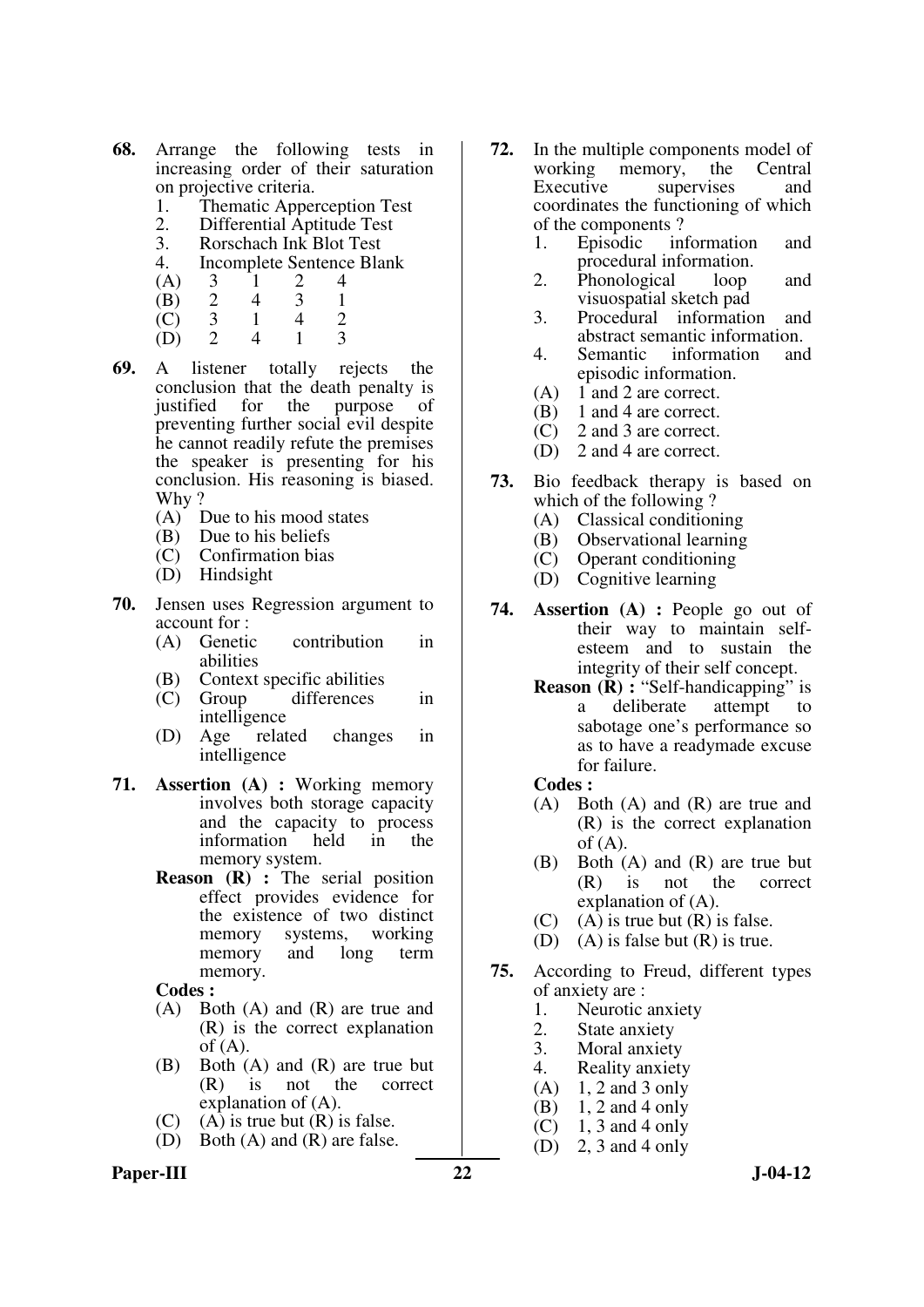**68.** Arrange the following tests in increasing order of their saturation on projective criteria.

1. Thematic Apperception Test
2. Differential Aptitude Test
3. Rorschach Ink Blot Test
4. Incomplete Sentence Blank

| | | | | |
|---|---|---|---|---|
| (A) | 3 | 1 | 2 | 4 |
| (B) | 2 | 4 | 3 | 1 |
| (C) | 3 | 1 | 4 | 2 |
| (D) | 2 | 4 | 1 | 3 |

**69.** A listener totally rejects the conclusion that the death penalty is justified for the purpose of preventing further social evil despite he cannot readily refute the premises the speaker is presenting for his conclusion. His reasoning is biased. Why ?

(A) Due to his mood states
(B) Due to his beliefs
(C) Confirmation bias
(D) Hindsight

**70.** Jensen uses Regression argument to account for :

(A) Genetic contribution in abilities
(B) Context specific abilities
(C) Group differences in intelligence
(D) Age related changes in intelligence

**71.** **Assertion (A) :** Working memory involves both storage capacity and the capacity to process information held in the memory system.

**Reason (R) :** The serial position effect provides evidence for the existence of two distinct memory systems, working memory and long term memory.

**Codes :**

(A) Both (A) and (R) are true and (R) is the correct explanation of (A).
(B) Both (A) and (R) are true but (R) is not the correct explanation of (A).
(C) (A) is true but (R) is false.
(D) Both (A) and (R) are false.

**72.** In the multiple components model of working memory, the Central Executive supervises and coordinates the functioning of which of the components ?

1. Episodic information and procedural information.
2. Phonological loop and visuospatial sketch pad
3. Procedural information and abstract semantic information.
4. Semantic information and episodic information.

(A) 1 and 2 are correct.
(B) 1 and 4 are correct.
(C) 2 and 3 are correct.
(D) 2 and 4 are correct.

**73.** Bio feedback therapy is based on which of the following ?

(A) Classical conditioning
(B) Observational learning
(C) Operant conditioning
(D) Cognitive learning

**74.** **Assertion (A) :** People go out of their way to maintain self-esteem and to sustain the integrity of their self concept.

**Reason (R) :** "Self-handicapping" is a deliberate attempt to sabotage one's performance so as to have a readymade excuse for failure.

**Codes :**

(A) Both (A) and (R) are true and (R) is the correct explanation of (A).
(B) Both (A) and (R) are true but (R) is not the correct explanation of (A).
(C) (A) is true but (R) is false.
(D) (A) is false but (R) is true.

**75.** According to Freud, different types of anxiety are :

1. Neurotic anxiety
2. State anxiety
3. Moral anxiety
4. Reality anxiety

(A) 1, 2 and 3 only
(B) 1, 2 and 4 only
(C) 1, 3 and 4 only
(D) 2, 3 and 4 only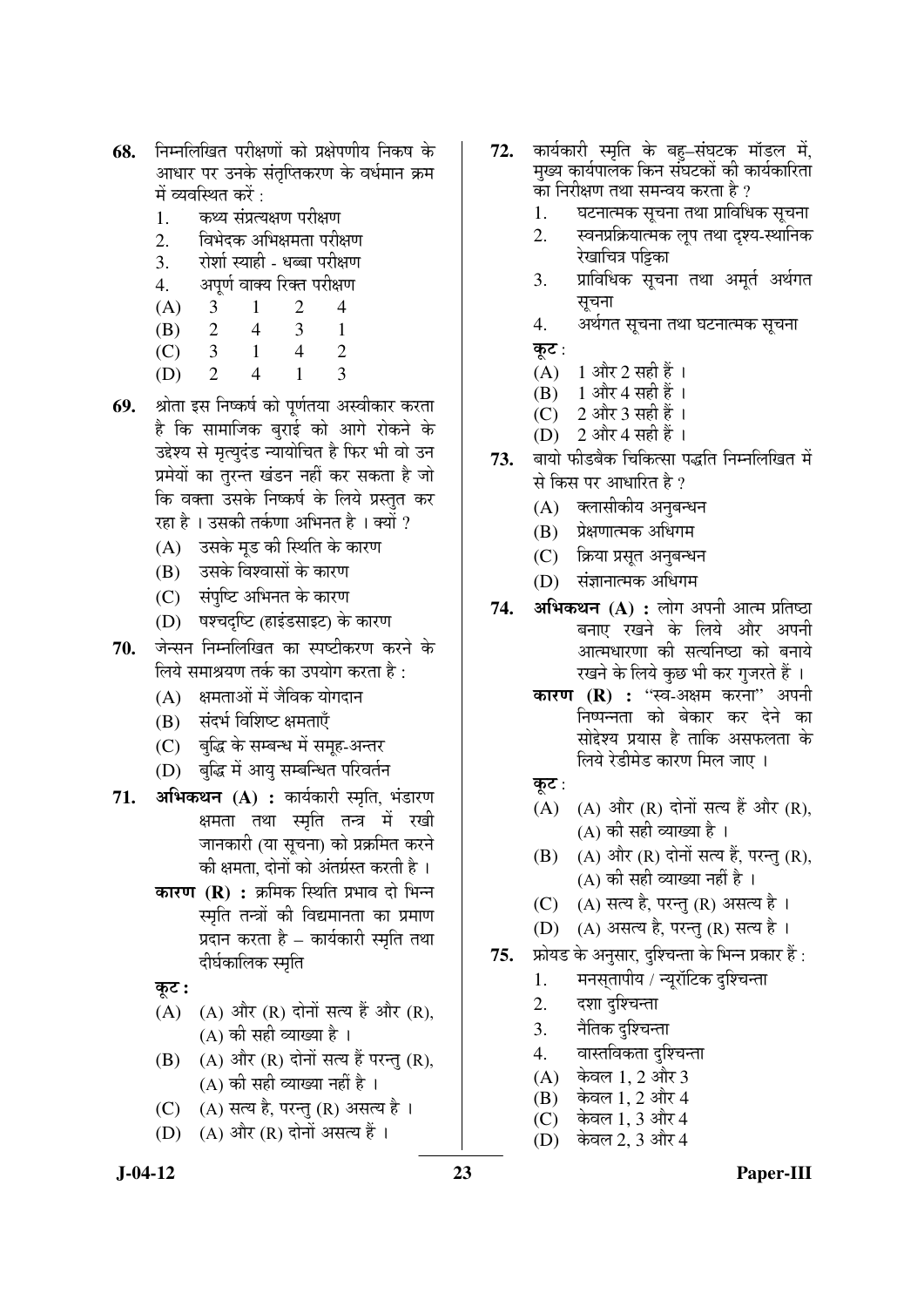**68.** निम्नलिखित परीक्षणों को प्रक्षेपणीय निकष के आधार पर उनके संतृप्तिकरण के वर्धमान क्रम में व्यवस्थित करें :

1. कथ्य संप्रत्यक्षण परीक्षण
2. विभेदक अभिक्षमता परीक्षण
3. रोर्शा स्याही - धब्बा परीक्षण
4. अपूर्ण वाक्य रिक्त परीक्षण

| | | | | |
|---|---|---|---|---|
| (A) | 3 | 1 | 2 | 4 |
| (B) | 2 | 4 | 3 | 1 |
| (C) | 3 | 1 | 4 | 2 |
| (D) | 2 | 4 | 1 | 3 |

**69.** श्रोता इस निष्कर्ष को पूर्णतया अस्वीकार करता है कि सामाजिक बुराई को आगे रोकने के उद्देश्य से मृत्युदंड न्यायोचित है फिर भी वो उन प्रमेयों का तुरन्त खंडन नहीं कर सकता है जो कि वक्ता उसके निष्कर्ष के लिये प्रस्तुत कर रहा है । उसकी तर्कणा अभिनत है । क्यों ?

(A) उसके मूड की स्थिति के कारण
(B) उसके विश्वासों के कारण
(C) संपुष्टि अभिनत के कारण
(D) षश्चदृष्टि (हाइंडसाइट) के कारण

**70.** जेन्सन निम्नलिखित का स्पष्टीकरण करने के लिये समाश्रयण तर्क का उपयोग करता है :

(A) क्षमताओं में जैविक योगदान
(B) संदर्भ विशिष्ट क्षमताएँ
(C) बुद्धि के सम्बन्ध में समूह-अन्तर
(D) बुद्धि में आयु सम्बन्धित परिवर्तन

**71.** **अभिकथन (A) :** कार्यकारी स्मृति, भंडारण क्षमता तथा स्मृति तन्त्र में रखी जानकारी (या सूचना) को प्रक्रमित करने की क्षमता, दोनों को अंतर्ग्रस्त करती है ।

**कारण (R) :** क्रमिक स्थिति प्रभाव दो भिन्न स्मृति तन्त्रों की विद्यमानता का प्रमाण प्रदान करता है – कार्यकारी स्मृति तथा दीर्घकालिक स्मृति

**कूट :**

(A) (A) और (R) दोनों सत्य हैं और (R), (A) की सही व्याख्या है ।
(B) (A) और (R) दोनों सत्य हैं परन्तु (R), (A) की सही व्याख्या नहीं है ।
(C) (A) सत्य है, परन्तु (R) असत्य है ।
(D) (A) और (R) दोनों असत्य हैं ।

**72.** कार्यकारी स्मृति के बहु–संघटक मॉडल में, मुख्य कार्यपालक किन संघटकों की कार्यकारिता का निरीक्षण तथा समन्वय करता है ?

1. घटनात्मक सूचना तथा प्राविधिक सूचना
2. स्वनप्रक्रियात्मक लूप तथा दृश्य-स्थानिक रेखाचित्र पट्टिका
3. प्राविधिक सूचना तथा अमूर्त अर्थगत सूचना
4. अर्थगत सूचना तथा घटनात्मक सूचना

**कूट** :

(A) 1 और 2 सही हैं ।
(B) 1 और 4 सही हैं ।
(C) 2 और 3 सही हैं ।
(D) 2 और 4 सही हैं ।

**73.** बायो फीडबैक चिकित्सा पद्धति निम्नलिखित में से किस पर आधारित है ?

(A) क्लासीकीय अनुबन्धन
(B) प्रेक्षणात्मक अधिगम
(C) क्रिया प्रसूत अनुबन्धन
(D) संज्ञानात्मक अधिगम

**74.** **अभिकथन (A) :** लोग अपनी आत्म प्रतिष्ठा बनाए रखने के लिये और अपनी आत्मधारणा की सत्यनिष्ठा को बनाये रखने के लिये कुछ भी कर गुजरते हैं ।

**कारण (R) :** "स्व-अक्षम करना" अपनी निष्पन्नता को बेकार कर देने का सोद्देश्य प्रयास है ताकि असफलता के लिये रेडीमेड कारण मिल जाए ।

**कूट** :

(A) (A) और (R) दोनों सत्य हैं और (R), (A) की सही व्याख्या है ।
(B) (A) और (R) दोनों सत्य हैं, परन्तु (R), (A) की सही व्याख्या नहीं है ।
(C) (A) सत्य है, परन्तु (R) असत्य है ।
(D) (A) असत्य है, परन्तु (R) सत्य है ।

**75.** फ्रोयड के अनुसार, दुश्चिन्ता के भिन्न प्रकार हैं :

1. मनस्तापीय / न्यूरॉटिक दुश्चिन्ता
2. दशा दुश्चिन्ता
3. नैतिक दुश्चिन्ता
4. वास्तविकता दुश्चिन्ता

(A) केवल 1, 2 और 3
(B) केवल 1, 2 और 4
(C) केवल 1, 3 और 4
(D) केवल 2, 3 और 4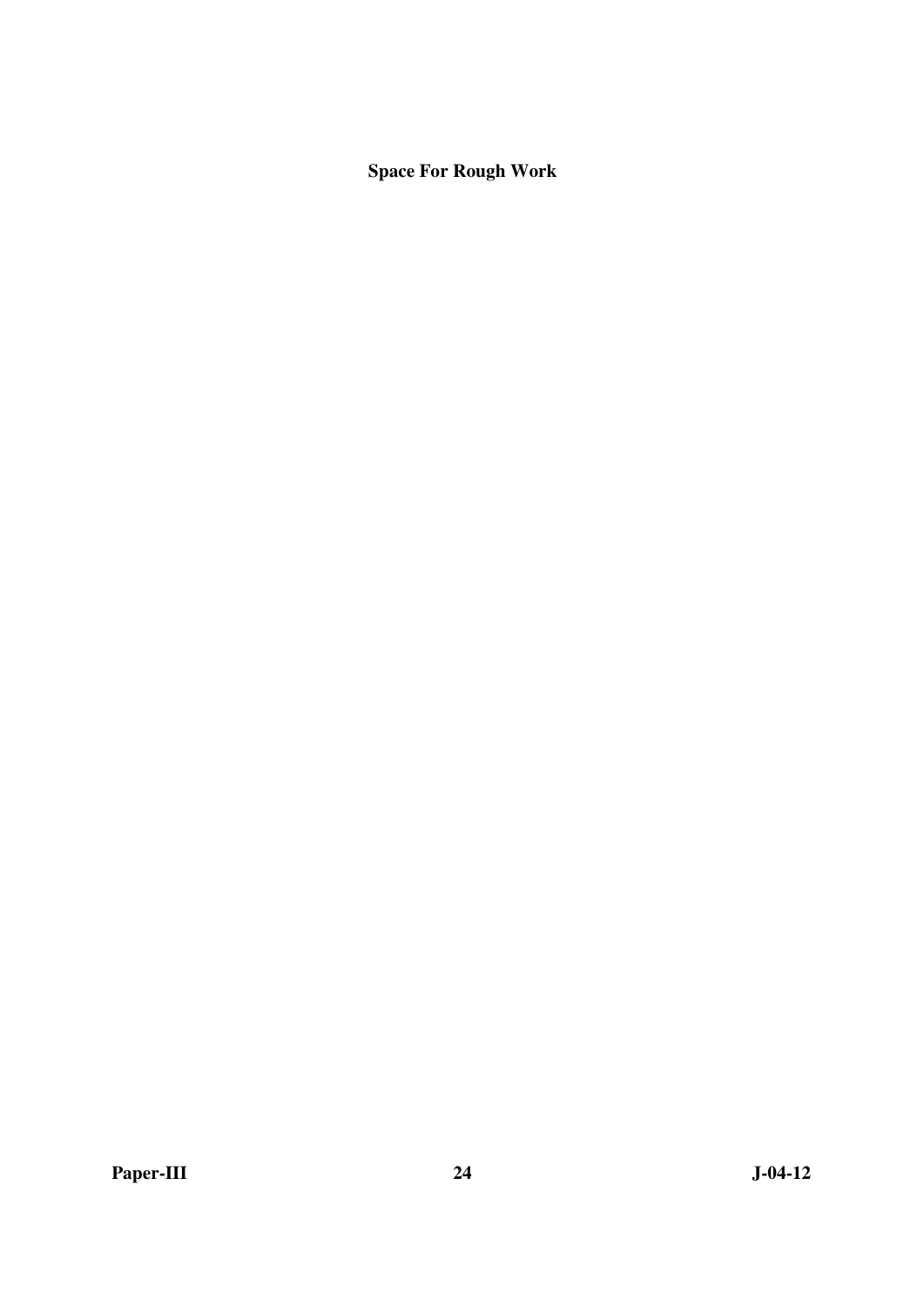**Space For Rough Work**